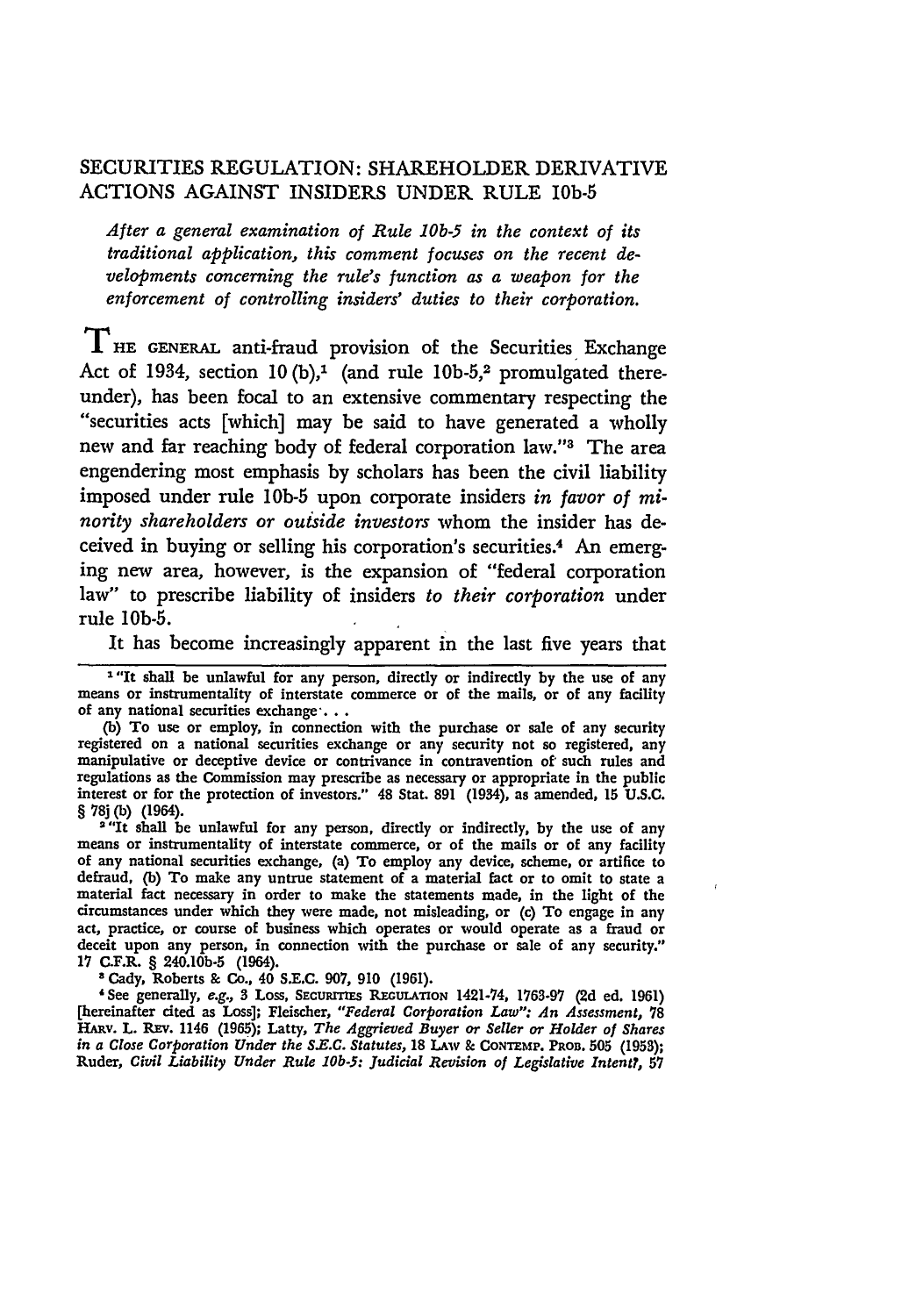# SECURITIES REGULATION: SHAREHOLDER DERIVATIVE ACTIONS AGAINST INSIDERS UNDER RULE 10b-5

*After a general examination of Rule 10b-5 in the context of its traditional application, this comment focuses on the recent developments concerning the rule's function as a weapon for the enforcement of controlling insiders' duties to their corporation.*

THE GENERAL anti-fraud provision of the Securities Exchange Act of 1934, section 10 (b),[1] (and rule 10b-5,[2] promulgated thereunder), has been focal to an extensive commentary respecting the "securities acts [which] may be said to have generated a wholly new and far reaching body of federal corporation law."[3] The area engendering most emphasis by scholars has been the civil liability imposed under rule 10b-5 upon corporate insiders *in favor of minority shareholders or outside investors* whom the insider has deceived in buying or selling his corporation's securities.[4] An emerging new area, however, is the expansion of "federal corporation law" to prescribe liability of insiders *to their corporation* under rule 10b-5.

It has become increasingly apparent in the last five years that

---

[1] "It shall be unlawful for any person, directly or indirectly by the use of any means or instrumentality of interstate commerce or of the mails, or of any facility of any national securities exchange . . .

(b) To use or employ, in connection with the purchase or sale of any security registered on a national securities exchange or any security not so registered, any manipulative or deceptive device or contrivance in contravention of such rules and regulations as the Commission may prescribe as necessary or appropriate in the public interest or for the protection of investors." 48 Stat. 891 (1934), as amended, 15 U.S.C. § 78j (b) (1964).

[2] "It shall be unlawful for any person, directly or indirectly, by the use of any means or instrumentality of interstate commerce, or of the mails or of any facility of any national securities exchange, (a) To employ any device, scheme, or artifice to defraud, (b) To make any untrue statement of a material fact or to omit to state a material fact necessary in order to make the statements made, in the light of the circumstances under which they were made, not misleading, or (c) To engage in any act, practice, or course of business which operates or would operate as a fraud or deceit upon any person, in connection with the purchase or sale of any security." 17 C.F.R. § 240.10b-5 (1964).

[3] Cady, Roberts & Co., 40 S.E.C. 907, 910 (1961).

[4] See generally, *e.g.*, 3 Loss, SECURITIES REGULATION 1421-74, 1763-97 (2d ed. 1961) [hereinafter cited as Loss]; Fleischer, *"Federal Corporation Law": An Assessment*, 78 HARV. L. REV. 1146 (1965); Latty, *The Aggrieved Buyer or Seller or Holder of Shares in a Close Corporation Under the S.E.C. Statutes*, 18 LAW & CONTEMP. PROB. 505 (1953); Ruder, *Civil Liability Under Rule 10b-5: Judicial Revision of Legislative Intent?*, 57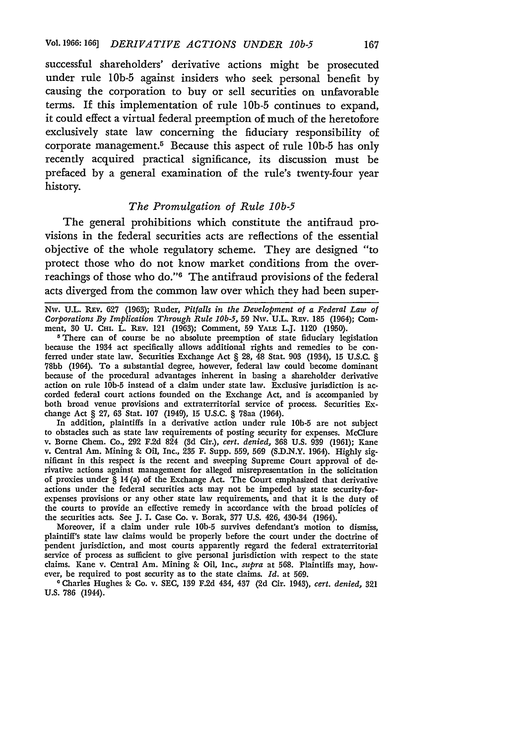successful shareholders' derivative actions might be prosecuted under rule 10b-5 against insiders who seek personal benefit by causing the corporation to buy or sell securities on unfavorable terms. If this implementation of rule 10b-5 continues to expand, it could effect a virtual federal preemption of much of the heretofore exclusively state law concerning the fiduciary responsibility of corporate management.[5] Because this aspect of rule 10b-5 has only recently acquired practical significance, its discussion must be prefaced by a general examination of the rule's twenty-four year history.

### *The Promulgation of Rule 10b-5*

The general prohibitions which constitute the antifraud provisions in the federal securities acts are reflections of the essential objective of the whole regulatory scheme. They are designed "to protect those who do not know market conditions from the overreachings of those who do."[6] The antifraud provisions of the federal acts diverged from the common law over which they had been super-

---

Nw. U.L. Rev. 627 (1963); Ruder, *Pitfalls in the Development of a Federal Law of Corporations By Implication Through Rule 10b-5*, 59 Nw. U.L. Rev. 185 (1964); Comment, 30 U. Chi. L. Rev. 121 (1963); Comment, 59 Yale L.J. 1120 (1950).

[5] There can of course be no absolute preemption of state fiduciary legislation because the 1934 act specifically allows additional rights and remedies to be conferred under state law. Securities Exchange Act § 28, 48 Stat. 903 (1934), 15 U.S.C. § 78bb (1964). To a substantial degree, however, federal law could become dominant because of the procedural advantages inherent in basing a shareholder derivative action on rule 10b-5 instead of a claim under state law. Exclusive jurisdiction is accorded federal court actions founded on the Exchange Act, and is accompanied by both broad venue provisions and extraterritorial service of process. Securities Exchange Act § 27, 63 Stat. 107 (1949), 15 U.S.C. § 78aa (1964).

In addition, plaintiffs in a derivative action under rule 10b-5 are not subject to obstacles such as state law requirements of posting security for expenses. McClure v. Borne Chem. Co., 292 F.2d 824 (3d Cir.), *cert. denied*, 368 U.S. 939 (1961); Kane v. Central Am. Mining & Oil, Inc., 235 F. Supp. 559, 569 (S.D.N.Y. 1964). Highly significant in this respect is the recent and sweeping Supreme Court approval of derivative actions against management for alleged misrepresentation in the solicitation of proxies under § 14(a) of the Exchange Act. The Court emphasized that derivative actions under the federal securities acts may not be impeded by state security-for-expenses provisions or any other state law requirements, and that it is the duty of the courts to provide an effective remedy in accordance with the broad policies of the securities acts. See J. I. Case Co. v. Borak, 377 U.S. 426, 430-34 (1964).

Moreover, if a claim under rule 10b-5 survives defendant's motion to dismiss, plaintiff's state law claims would be properly before the court under the doctrine of pendent jurisdiction, and most courts apparently regard the federal extraterritorial service of process as sufficient to give personal jurisdiction with respect to the state claims. Kane v. Central Am. Mining & Oil, Inc., *supra* at 568. Plaintiffs may, however, be required to post security as to the state claims. *Id.* at 569.

[6] Charles Hughes & Co. v. SEC, 139 F.2d 434, 437 (2d Cir. 1943), *cert. denied*, 321 U.S. 786 (1944).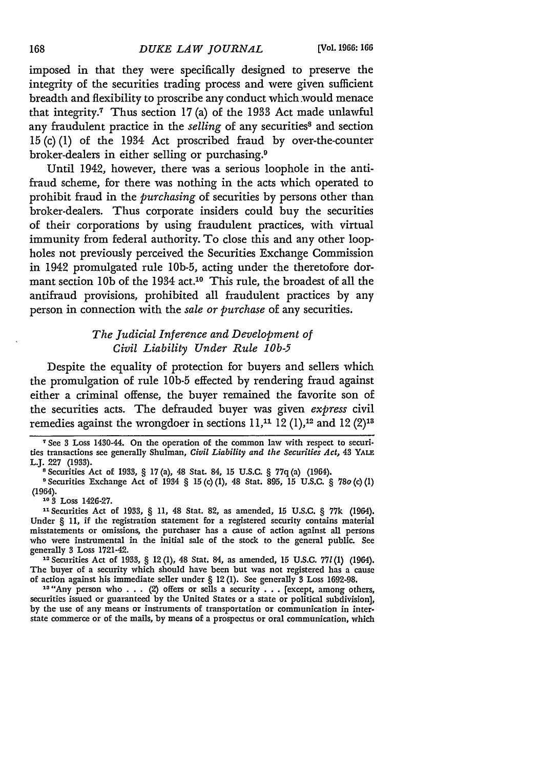imposed in that they were specifically designed to preserve the integrity of the securities trading process and were given sufficient breadth and flexibility to proscribe any conduct which would menace that integrity.[7] Thus section 17 (a) of the 1933 Act made unlawful any fraudulent practice in the *selling* of any securities[8] and section 15 (c) (1) of the 1934 Act proscribed fraud by over-the-counter broker-dealers in either selling or purchasing.[9]

Until 1942, however, there was a serious loophole in the antifraud scheme, for there was nothing in the acts which operated to prohibit fraud in the *purchasing* of securities by persons other than broker-dealers. Thus corporate insiders could buy the securities of their corporations by using fraudulent practices, with virtual immunity from federal authority. To close this and any other loopholes not previously perceived the Securities Exchange Commission in 1942 promulgated rule 10b-5, acting under the theretofore dormant section 10b of the 1934 act.[10] This rule, the broadest of all the antifraud provisions, prohibited all fraudulent practices by any person in connection with the *sale or purchase* of any securities.

### *The Judicial Inference and Development of Civil Liability Under Rule 10b-5*

Despite the equality of protection for buyers and sellers which the promulgation of rule 10b-5 effected by rendering fraud against either a criminal offense, the buyer remained the favorite son of the securities acts. The defrauded buyer was given *express* civil remedies against the wrongdoer in sections 11,[11] 12 (1),[12] and 12 (2)[13]

---

[7] See 3 Loss 1430-44. On the operation of the common law with respect to securities transactions see generally Shulman, *Civil Liability and the Securities Act*, 43 YALE L.J. 227 (1933).

[8] Securities Act of 1933, § 17 (a), 48 Stat. 84, 15 U.S.C. § 77q (a) (1964).

[9] Securities Exchange Act of 1934 § 15 (c) (1), 48 Stat. 895, 15 U.S.C. § 78o (c) (1) (1964).

[10] 3 Loss 1426-27.

[11] Securities Act of 1933, § 11, 48 Stat. 82, as amended, 15 U.S.C. § 77k (1964). Under § 11, if the registration statement for a registered security contains material misstatements or omissions, the purchaser has a cause of action against all persons who were instrumental in the initial sale of the stock to the general public. See generally 3 Loss 1721-42.

[12] Securities Act of 1933, § 12 (1), 48 Stat. 84, as amended, 15 U.S.C. 77l (1) (1964). The buyer of a security which should have been but was not registered has a cause of action against his immediate seller under § 12 (1). See generally 3 Loss 1692-98.

[13] "Any person who . . . (2) offers or sells a security . . . [except, among others, securities issued or guaranteed by the United States or a state or political subdivision], by the use of any means or instruments of transportation or communication in interstate commerce or of the mails, by means of a prospectus or oral communication, which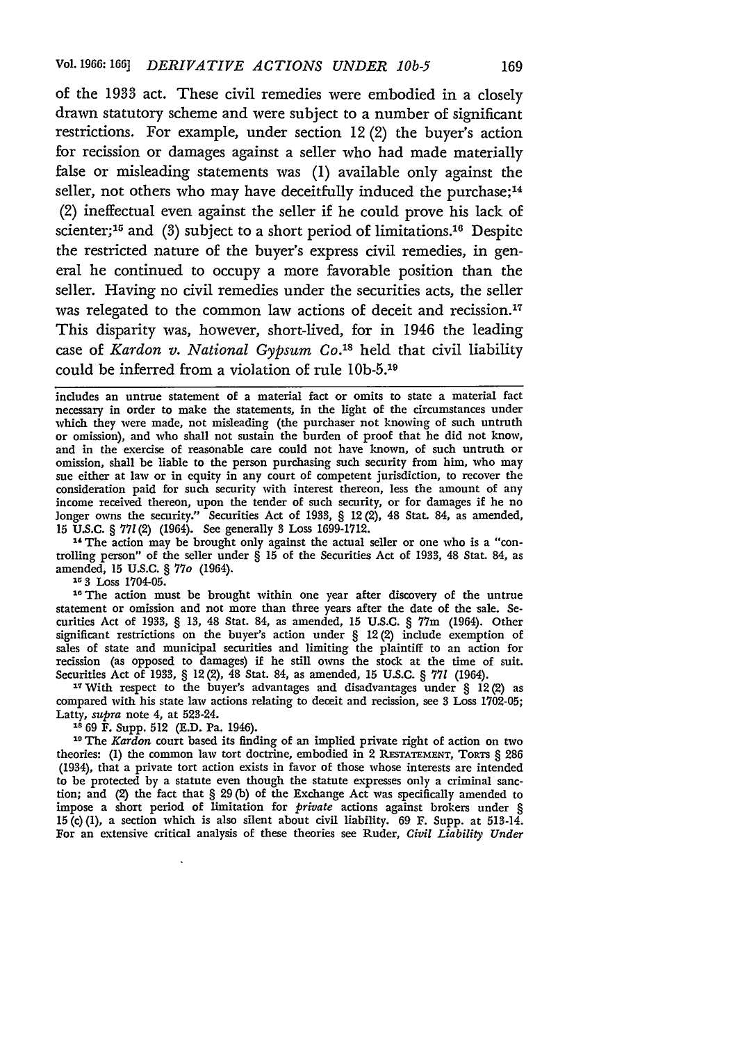of the 1933 act. These civil remedies were embodied in a closely drawn statutory scheme and were subject to a number of significant restrictions. For example, under section 12 (2) the buyer's action for recission or damages against a seller who had made materially false or misleading statements was (1) available only against the seller, not others who may have deceitfully induced the purchase;[14] (2) ineffectual even against the seller if he could prove his lack of scienter;[15] and (3) subject to a short period of limitations.[16] Despite the restricted nature of the buyer's express civil remedies, in general he continued to occupy a more favorable position than the seller. Having no civil remedies under the securities acts, the seller was relegated to the common law actions of deceit and recission.[17] This disparity was, however, short-lived, for in 1946 the leading case of *Kardon v. National Gypsum Co.*[18] held that civil liability could be inferred from a violation of rule 10b-5.[19]

---

includes an untrue statement of a material fact or omits to state a material fact necessary in order to make the statements, in the light of the circumstances under which they were made, not misleading (the purchaser not knowing of such untruth or omission), and who shall not sustain the burden of proof that he did not know, and in the exercise of reasonable care could not have known, of such untruth or omission, shall be liable to the person purchasing such security from him, who may sue either at law or in equity in any court of competent jurisdiction, to recover the consideration paid for such security with interest thereon, less the amount of any income received thereon, upon the tender of such security, or for damages if he no longer owns the security." Securities Act of 1933, § 12 (2), 48 Stat. 84, as amended, 15 U.S.C. § 77l (2) (1964). See generally 3 Loss 1699-1712.

[14] The action may be brought only against the actual seller or one who is a "controlling person" of the seller under § 15 of the Securities Act of 1933, 48 Stat. 84, as amended, 15 U.S.C. § 77o (1964).

[15] 3 Loss 1704-05.

[16] The action must be brought within one year after discovery of the untrue statement or omission and not more than three years after the date of the sale. Securities Act of 1933, § 13, 48 Stat. 84, as amended, 15 U.S.C. § 77m (1964). Other significant restrictions on the buyer's action under § 12 (2) include exemption of sales of state and municipal securities and limiting the plaintiff to an action for recission (as opposed to damages) if he still owns the stock at the time of suit. Securities Act of 1933, § 12 (2), 48 Stat. 84, as amended, 15 U.S.C. § 77l (1964).

[17] With respect to the buyer's advantages and disadvantages under § 12 (2) as compared with his state law actions relating to deceit and recission, see 3 Loss 1702-05; Latty, *supra* note 4, at 523-24.

[18] 69 F. Supp. 512 (E.D. Pa. 1946).

[19] The *Kardon* court based its finding of an implied private right of action on two theories: (1) the common law tort doctrine, embodied in 2 RESTATEMENT, TORTS § 286 (1934), that a private tort action exists in favor of those whose interests are intended to be protected by a statute even though the statute expresses only a criminal sanction; and (2) the fact that § 29 (b) of the Exchange Act was specifically amended to impose a short period of limitation for *private* actions against brokers under § 15 (c) (1), a section which is also silent about civil liability. 69 F. Supp. at 513-14. For an extensive critical analysis of these theories see Ruder, *Civil Liability Under*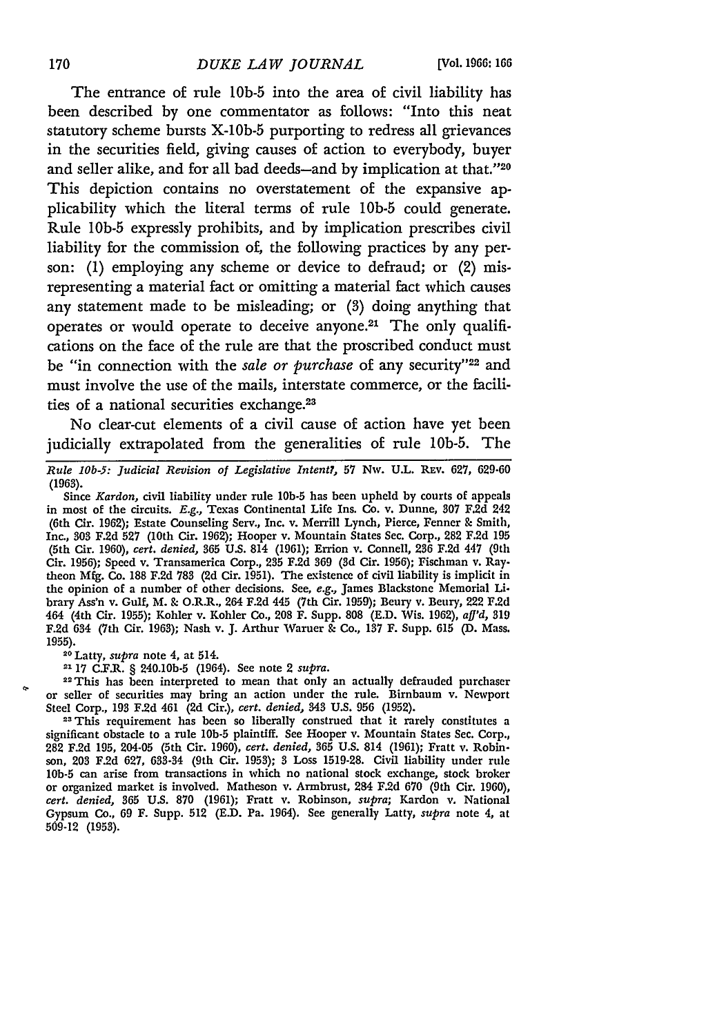The entrance of rule 10b-5 into the area of civil liability has been described by one commentator as follows: "Into this neat statutory scheme bursts X-10b-5 purporting to redress all grievances in the securities field, giving causes of action to everybody, buyer and seller alike, and for all bad deeds—and by implication at that."[20] This depiction contains no overstatement of the expansive applicability which the literal terms of rule 10b-5 could generate. Rule 10b-5 expressly prohibits, and by implication prescribes civil liability for the commission of, the following practices by any person: (1) employing any scheme or device to defraud; or (2) misrepresenting a material fact or omitting a material fact which causes any statement made to be misleading; or (3) doing anything that operates or would operate to deceive anyone.[21] The only qualifications on the face of the rule are that the proscribed conduct must be "in connection with the *sale or purchase* of any security"[22] and must involve the use of the mails, interstate commerce, or the facilities of a national securities exchange.[23]

No clear-cut elements of a civil cause of action have yet been judicially extrapolated from the generalities of rule 10b-5. The

---

*Rule 10b-5: Judicial Revision of Legislative Intent?*, 57 Nw. U.L. Rev. 627, 629-60 (1963).

Since *Kardon*, civil liability under rule 10b-5 has been upheld by courts of appeals in most of the circuits. *E.g.*, Texas Continental Life Ins. Co. v. Dunne, 307 F.2d 242 (6th Cir. 1962); Estate Counseling Serv., Inc. v. Merrill Lynch, Pierce, Fenner & Smith, Inc., 303 F.2d 527 (10th Cir. 1962); Hooper v. Mountain States Sec. Corp., 282 F.2d 195 (5th Cir. 1960), *cert. denied*, 365 U.S. 814 (1961); Errion v. Connell, 236 F.2d 447 (9th Cir. 1956); Speed v. Transamerica Corp., 235 F.2d 369 (3d Cir. 1956); Fischman v. Raytheon Mfg. Co. 188 F.2d 783 (2d Cir. 1951). The existence of civil liability is implicit in the opinion of a number of other decisions. See, *e.g.*, James Blackstone Memorial Library Ass'n v. Gulf, M. & O.R.R., 264 F.2d 445 (7th Cir. 1959); Beury v. Beury, 222 F.2d 464 (4th Cir. 1955); Kohler v. Kohler Co., 208 F. Supp. 808 (E.D. Wis. 1962), *aff'd*, 319 F.2d 634 (7th Cir. 1963); Nash v. J. Arthur Waruer & Co., 137 F. Supp. 615 (D. Mass. 1955).

[20] Latty, *supra* note 4, at 514.

[21] 17 C.F.R. § 240.10b-5 (1964). See note 2 *supra*.

[22] This has been interpreted to mean that only an actually defrauded purchaser or seller of securities may bring an action under the rule. Birnbaum v. Newport Steel Corp., 193 F.2d 461 (2d Cir.), *cert. denied*, 343 U.S. 956 (1952).

[23] This requirement has been so liberally construed that it rarely constitutes a significant obstacle to a rule 10b-5 plaintiff. See Hooper v. Mountain States Sec. Corp., 282 F.2d 195, 204-05 (5th Cir. 1960), *cert. denied*, 365 U.S. 814 (1961); Fratt v. Robinson, 203 F.2d 627, 633-34 (9th Cir. 1953); 3 Loss 1519-28. Civil liability under rule 10b-5 can arise from transactions in which no national stock exchange, stock broker or organized market is involved. Matheson v. Armbrust, 284 F.2d 670 (9th Cir. 1960), *cert. denied*, 365 U.S. 870 (1961); Fratt v. Robinson, *supra*; Kardon v. National Gypsum Co., 69 F. Supp. 512 (E.D. Pa. 1964). See generally Latty, *supra* note 4, at 509-12 (1953).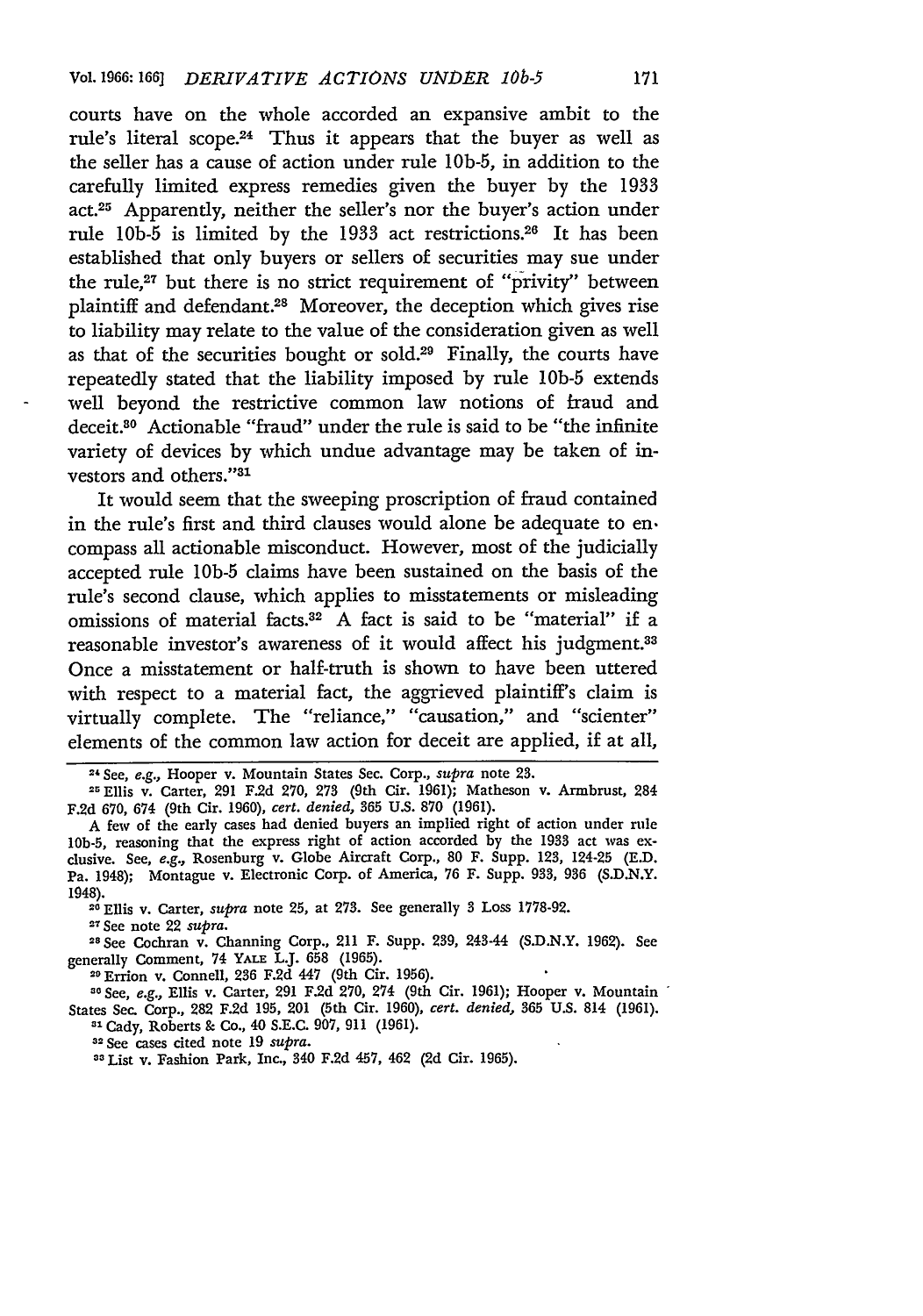courts have on the whole accorded an expansive ambit to the rule's literal scope.[24] Thus it appears that the buyer as well as the seller has a cause of action under rule 10b-5, in addition to the carefully limited express remedies given the buyer by the 1933 act.[25] Apparently, neither the seller's nor the buyer's action under rule 10b-5 is limited by the 1933 act restrictions.[26] It has been established that only buyers or sellers of securities may sue under the rule,[27] but there is no strict requirement of "privity" between plaintiff and defendant.[28] Moreover, the deception which gives rise to liability may relate to the value of the consideration given as well as that of the securities bought or sold.[29] Finally, the courts have repeatedly stated that the liability imposed by rule 10b-5 extends well beyond the restrictive common law notions of fraud and deceit.[30] Actionable "fraud" under the rule is said to be "the infinite variety of devices by which undue advantage may be taken of investors and others."[31]

It would seem that the sweeping proscription of fraud contained in the rule's first and third clauses would alone be adequate to encompass all actionable misconduct. However, most of the judicially accepted rule 10b-5 claims have been sustained on the basis of the rule's second clause, which applies to misstatements or misleading omissions of material facts.[32] A fact is said to be "material" if a reasonable investor's awareness of it would affect his judgment.[33] Once a misstatement or half-truth is shown to have been uttered with respect to a material fact, the aggrieved plaintiff's claim is virtually complete. The "reliance," "causation," and "scienter" elements of the common law action for deceit are applied, if at all,

---

[24] See, *e.g.*, Hooper v. Mountain States Sec. Corp., *supra* note 23.

[25] Ellis v. Carter, 291 F.2d 270, 273 (9th Cir. 1961); Matheson v. Armbrust, 284 F.2d 670, 674 (9th Cir. 1960), *cert. denied*, 365 U.S. 870 (1961).

A few of the early cases had denied buyers an implied right of action under rule 10b-5, reasoning that the express right of action accorded by the 1933 act was exclusive. See, *e.g.*, Rosenburg v. Globe Aircraft Corp., 80 F. Supp. 123, 124-25 (E.D. Pa. 1948); Montague v. Electronic Corp. of America, 76 F. Supp. 933, 936 (S.D.N.Y. 1948).

[26] Ellis v. Carter, *supra* note 25, at 273. See generally 3 Loss 1778-92.

[27] See note 22 *supra*.

[28] See Cochran v. Channing Corp., 211 F. Supp. 239, 243-44 (S.D.N.Y. 1962). See generally Comment, 74 Yale L.J. 658 (1965).

[29] Errion v. Connell, 236 F.2d 447 (9th Cir. 1956).

[30] See, *e.g.*, Ellis v. Carter, 291 F.2d 270, 274 (9th Cir. 1961); Hooper v. Mountain States Sec. Corp., 282 F.2d 195, 201 (5th Cir. 1960), *cert. denied*, 365 U.S. 814 (1961).

[31] Cady, Roberts & Co., 40 S.E.C. 907, 911 (1961).

[32] See cases cited note 19 *supra*.

[33] List v. Fashion Park, Inc., 340 F.2d 457, 462 (2d Cir. 1965).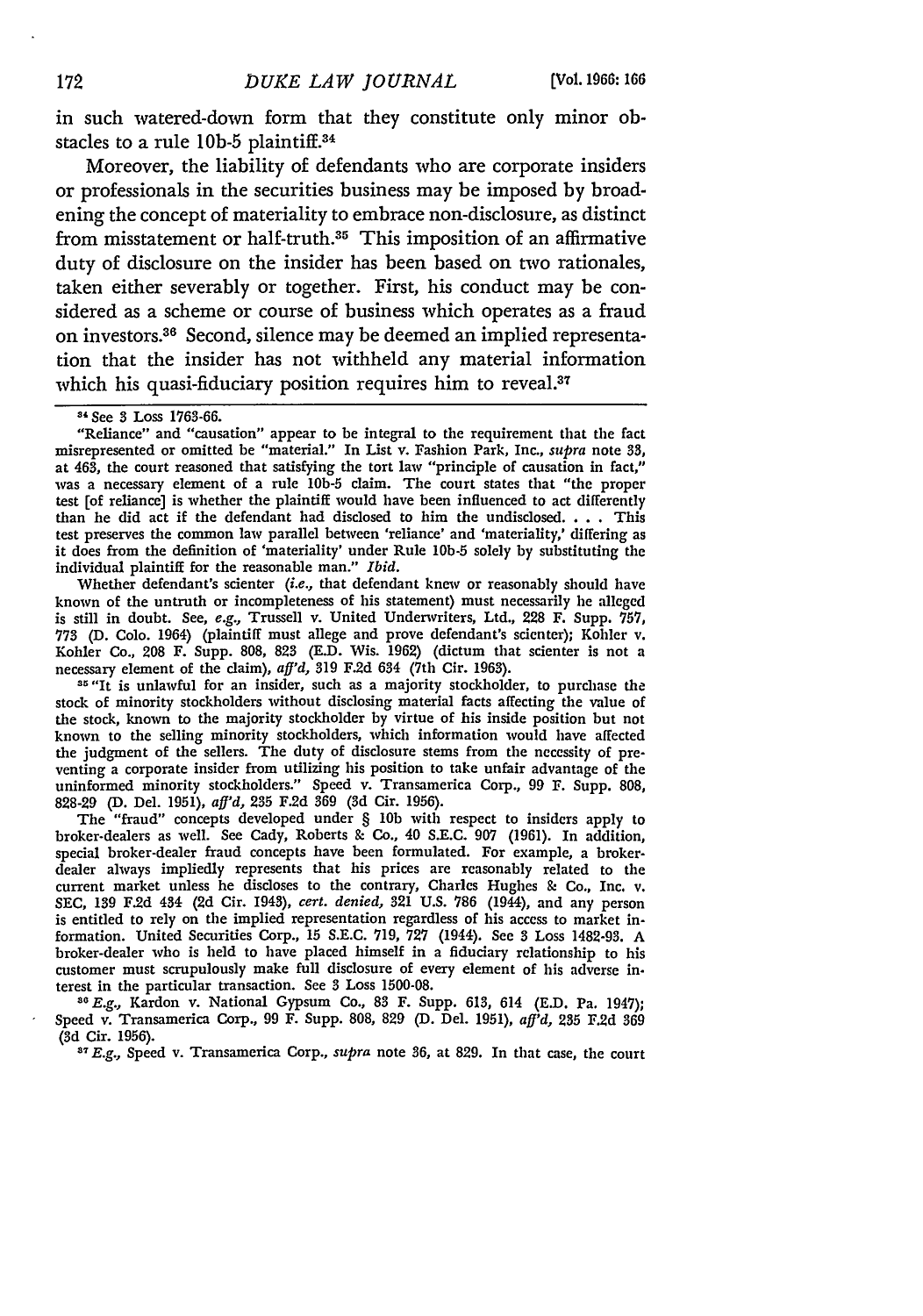in such watered-down form that they constitute only minor obstacles to a rule 10b-5 plaintiff.[34]

Moreover, the liability of defendants who are corporate insiders or professionals in the securities business may be imposed by broadening the concept of materiality to embrace non-disclosure, as distinct from misstatement or half-truth.[35] This imposition of an affirmative duty of disclosure on the insider has been based on two rationales, taken either severably or together. First, his conduct may be considered as a scheme or course of business which operates as a fraud on investors.[36] Second, silence may be deemed an implied representation that the insider has not withheld any material information which his quasi-fiduciary position requires him to reveal.[37]

---

[34] See 3 Loss 1763-66.

"Reliance" and "causation" appear to be integral to the requirement that the fact misrepresented or omitted be "material." In List v. Fashion Park, Inc., *supra* note 33, at 463, the court reasoned that satisfying the tort law "principle of causation in fact," was a necessary element of a rule 10b-5 claim. The court states that "the proper test [of reliance] is whether the plaintiff would have been influenced to act differently than he did act if the defendant had disclosed to him the undisclosed. . . . This test preserves the common law parallel between 'reliance' and 'materiality,' differing as it does from the definition of 'materiality' under Rule 10b-5 solely by substituting the individual plaintiff for the reasonable man." *Ibid.*

Whether defendant's scienter (*i.e.*, that defendant knew or reasonably should have known of the untruth or incompleteness of his statement) must necessarily be alleged is still in doubt. See, *e.g.*, Trussell v. United Underwriters, Ltd., 228 F. Supp. 757, 773 (D. Colo. 1964) (plaintiff must allege and prove defendant's scienter); Kohler v. Kohler Co., 208 F. Supp. 808, 823 (E.D. Wis. 1962) (dictum that scienter is not a necessary element of the claim), *aff'd*, 319 F.2d 634 (7th Cir. 1963).

[35] "It is unlawful for an insider, such as a majority stockholder, to purchase the stock of minority stockholders without disclosing material facts affecting the value of the stock, known to the majority stockholder by virtue of his inside position but not known to the selling minority stockholders, which information would have affected the judgment of the sellers. The duty of disclosure stems from the necessity of preventing a corporate insider from utilizing his position to take unfair advantage of the uninformed minority stockholders." Speed v. Transamerica Corp., 99 F. Supp. 808, 828-29 (D. Del. 1951), *aff'd*, 235 F.2d 369 (3d Cir. 1956).

The "fraud" concepts developed under § 10b with respect to insiders apply to broker-dealers as well. See Cady, Roberts & Co., 40 S.E.C. 907 (1961). In addition, special broker-dealer fraud concepts have been formulated. For example, a broker-dealer always impliedly represents that his prices are reasonably related to the current market unless he discloses to the contrary, Charles Hughes & Co., Inc. v. SEC, 139 F.2d 434 (2d Cir. 1943), *cert. denied*, 321 U.S. 786 (1944), and any person is entitled to rely on the implied representation regardless of his access to market information. United Securities Corp., 15 S.E.C. 719, 727 (1944). See 3 Loss 1482-93. A broker-dealer who is held to have placed himself in a fiduciary relationship to his customer must scrupulously make full disclosure of every element of his adverse interest in the particular transaction. See 3 Loss 1500-08.

[36] *E.g.*, Kardon v. National Gypsum Co., 83 F. Supp. 613, 614 (E.D. Pa. 1947); Speed v. Transamerica Corp., 99 F. Supp. 808, 829 (D. Del. 1951), *aff'd*, 235 F.2d 369 (3d Cir. 1956).

[37] *E.g.*, Speed v. Transamerica Corp., *supra* note 36, at 829. In that case, the court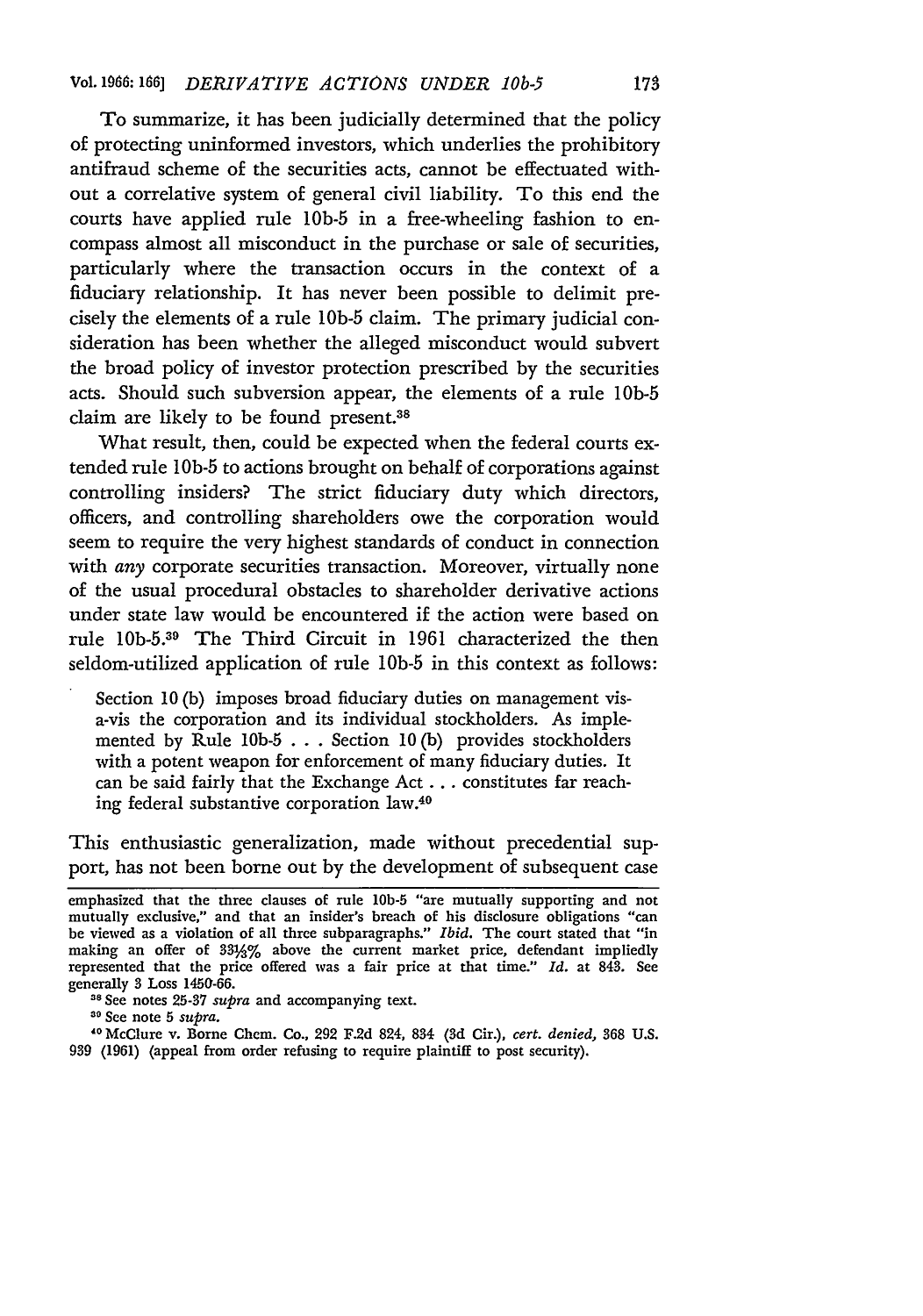To summarize, it has been judicially determined that the policy of protecting uninformed investors, which underlies the prohibitory antifraud scheme of the securities acts, cannot be effectuated without a correlative system of general civil liability. To this end the courts have applied rule 10b-5 in a free-wheeling fashion to encompass almost all misconduct in the purchase or sale of securities, particularly where the transaction occurs in the context of a fiduciary relationship. It has never been possible to delimit precisely the elements of a rule 10b-5 claim. The primary judicial consideration has been whether the alleged misconduct would subvert the broad policy of investor protection prescribed by the securities acts. Should such subversion appear, the elements of a rule 10b-5 claim are likely to be found present.[38]

What result, then, could be expected when the federal courts extended rule 10b-5 to actions brought on behalf of corporations against controlling insiders? The strict fiduciary duty which directors, officers, and controlling shareholders owe the corporation would seem to require the very highest standards of conduct in connection with *any* corporate securities transaction. Moreover, virtually none of the usual procedural obstacles to shareholder derivative actions under state law would be encountered if the action were based on rule 10b-5.[39] The Third Circuit in 1961 characterized the then seldom-utilized application of rule 10b-5 in this context as follows:

> Section 10 (b) imposes broad fiduciary duties on management vis-a-vis the corporation and its individual stockholders. As implemented by Rule 10b-5 . . . Section 10 (b) provides stockholders with a potent weapon for enforcement of many fiduciary duties. It can be said fairly that the Exchange Act . . . constitutes far reaching federal substantive corporation law.[40]

This enthusiastic generalization, made without precedential support, has not been borne out by the development of subsequent case

---

emphasized that the three clauses of rule 10b-5 "are mutually supporting and not mutually exclusive," and that an insider's breach of his disclosure obligations "can be viewed as a violation of all three subparagraphs." *Ibid.* The court stated that "in making an offer of 33⅓% above the current market price, defendant impliedly represented that the price offered was a fair price at that time." *Id.* at 843. See generally 3 Loss 1450-66.

[38] See notes 25-37 *supra* and accompanying text.

[39] See note 5 *supra.*

[40] McClure v. Borne Chem. Co., 292 F.2d 824, 834 (3d Cir.), *cert. denied,* 368 U.S. 939 (1961) (appeal from order refusing to require plaintiff to post security).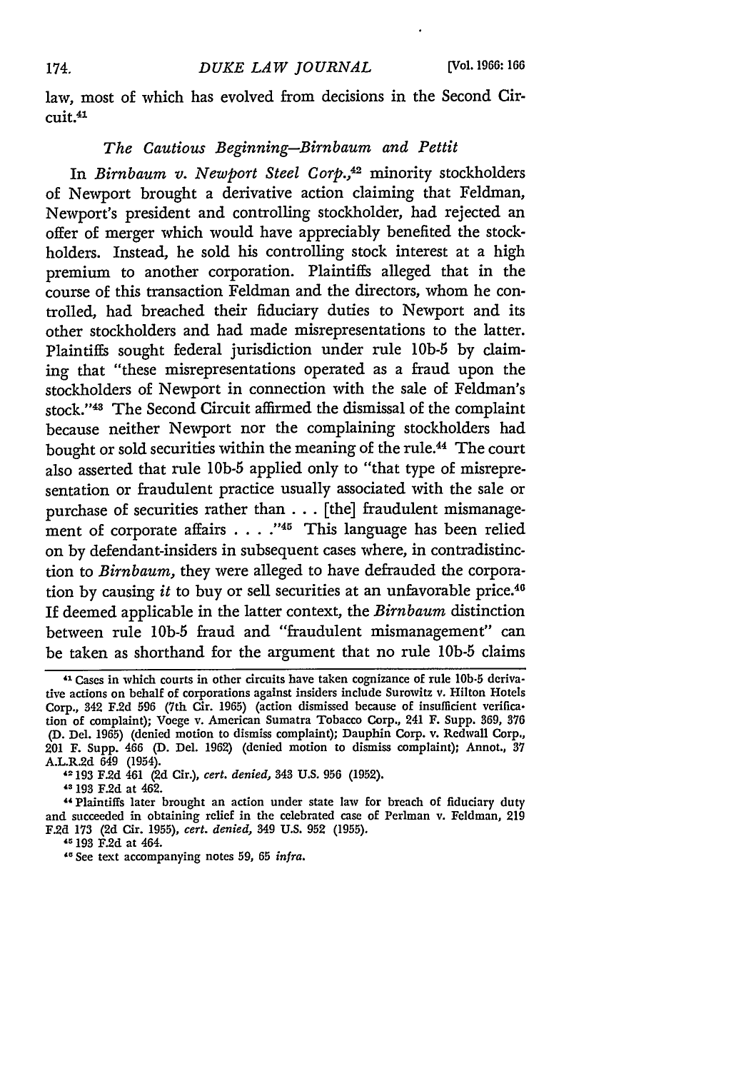law, most of which has evolved from decisions in the Second Circuit.[41]

### *The Cautious Beginning—Birnbaum and Pettit*

In *Birnbaum v. Newport Steel Corp.*,[42] minority stockholders of Newport brought a derivative action claiming that Feldman, Newport's president and controlling stockholder, had rejected an offer of merger which would have appreciably benefited the stockholders. Instead, he sold his controlling stock interest at a high premium to another corporation. Plaintiffs alleged that in the course of this transaction Feldman and the directors, whom he controlled, had breached their fiduciary duties to Newport and its other stockholders and had made misrepresentations to the latter. Plaintiffs sought federal jurisdiction under rule 10b-5 by claiming that "these misrepresentations operated as a fraud upon the stockholders of Newport in connection with the sale of Feldman's stock."[43] The Second Circuit affirmed the dismissal of the complaint because neither Newport nor the complaining stockholders had bought or sold securities within the meaning of the rule.[44] The court also asserted that rule 10b-5 applied only to "that type of misrepresentation or fraudulent practice usually associated with the sale or purchase of securities rather than . . . [the] fraudulent mismanagement of corporate affairs . . . ."[45] This language has been relied on by defendant-insiders in subsequent cases where, in contradistinction to *Birnbaum*, they were alleged to have defrauded the corporation by causing *it* to buy or sell securities at an unfavorable price.[46] If deemed applicable in the latter context, the *Birnbaum* distinction between rule 10b-5 fraud and "fraudulent mismanagement" can be taken as shorthand for the argument that no rule 10b-5 claims

---

[41] Cases in which courts in other circuits have taken cognizance of rule 10b-5 derivative actions on behalf of corporations against insiders include Surowitz v. Hilton Hotels Corp., 342 F.2d 596 (7th Cir. 1965) (action dismissed because of insufficient verification of complaint); Voege v. American Sumatra Tobacco Corp., 241 F. Supp. 369, 376 (D. Del. 1965) (denied motion to dismiss complaint); Dauphin Corp. v. Redwall Corp., 201 F. Supp. 466 (D. Del. 1962) (denied motion to dismiss complaint); Annot., 37 A.L.R.2d 649 (1954).

[42] 193 F.2d 461 (2d Cir.), *cert. denied*, 343 U.S. 956 (1952).

[43] 193 F.2d at 462.

[44] Plaintiffs later brought an action under state law for breach of fiduciary duty and succeeded in obtaining relief in the celebrated case of Perlman v. Feldman, 219 F.2d 173 (2d Cir. 1955), *cert. denied*, 349 U.S. 952 (1955).

[45] 193 F.2d at 464.

[46] See text accompanying notes 59, 65 *infra*.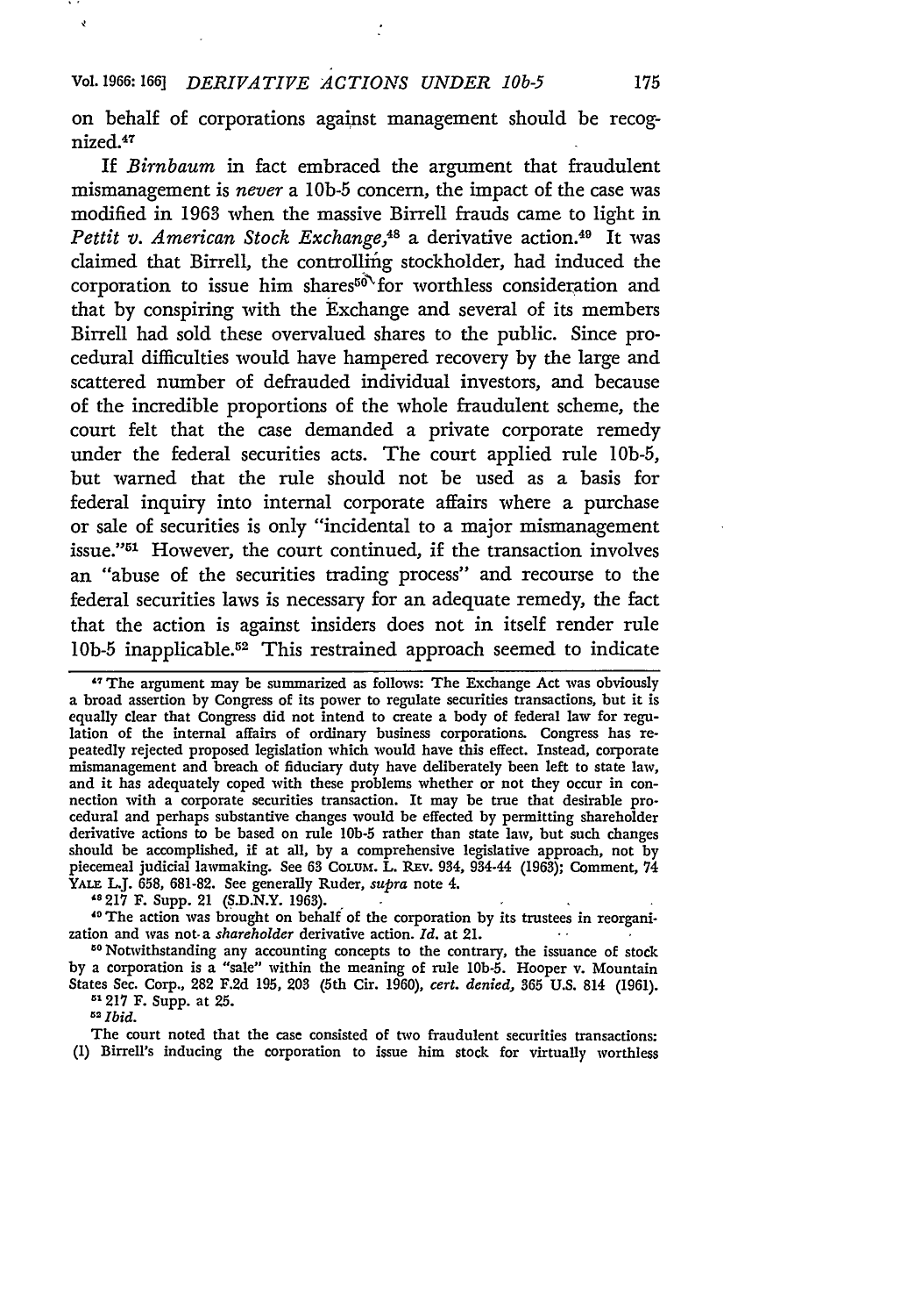on behalf of corporations against management should be recognized.[47]

If *Birnbaum* in fact embraced the argument that fraudulent mismanagement is *never* a 10b-5 concern, the impact of the case was modified in 1963 when the massive Birrell frauds came to light in *Pettit v. American Stock Exchange*,[48] a derivative action.[49] It was claimed that Birrell, the controlling stockholder, had induced the corporation to issue him shares[50] for worthless consideration and that by conspiring with the Exchange and several of its members Birrell had sold these overvalued shares to the public. Since procedural difficulties would have hampered recovery by the large and scattered number of defrauded individual investors, and because of the incredible proportions of the whole fraudulent scheme, the court felt that the case demanded a private corporate remedy under the federal securities acts. The court applied rule 10b-5, but warned that the rule should not be used as a basis for federal inquiry into internal corporate affairs where a purchase or sale of securities is only "incidental to a major mismanagement issue."[51] However, the court continued, if the transaction involves an "abuse of the securities trading process" and recourse to the federal securities laws is necessary for an adequate remedy, the fact that the action is against insiders does not in itself render rule 10b-5 inapplicable.[52] This restrained approach seemed to indicate

---

[47] The argument may be summarized as follows: The Exchange Act was obviously a broad assertion by Congress of its power to regulate securities transactions, but it is equally clear that Congress did not intend to create a body of federal law for regulation of the internal affairs of ordinary business corporations. Congress has repeatedly rejected proposed legislation which would have this effect. Instead, corporate mismanagement and breach of fiduciary duty have deliberately been left to state law, and it has adequately coped with these problems whether or not they occur in connection with a corporate securities transaction. It may be true that desirable procedural and perhaps substantive changes would be effected by permitting shareholder derivative actions to be based on rule 10b-5 rather than state law, but such changes should be accomplished, if at all, by a comprehensive legislative approach, not by piecemeal judicial lawmaking. See 63 COLUM. L. REV. 934, 934-44 (1963); Comment, 74 YALE L.J. 658, 681-82. See generally Ruder, *supra* note 4.

[48] 217 F. Supp. 21 (S.D.N.Y. 1963).

[49] The action was brought on behalf of the corporation by its trustees in reorganization and was not a *shareholder* derivative action. *Id.* at 21.

[50] Notwithstanding any accounting concepts to the contrary, the issuance of stock by a corporation is a "sale" within the meaning of rule 10b-5. Hooper v. Mountain States Sec. Corp., 282 F.2d 195, 203 (5th Cir. 1960), *cert. denied*, 365 U.S. 814 (1961).

[51] 217 F. Supp. at 25.

[52] *Ibid.*

The court noted that the case consisted of two fraudulent securities transactions: (1) Birrell's inducing the corporation to issue him stock for virtually worthless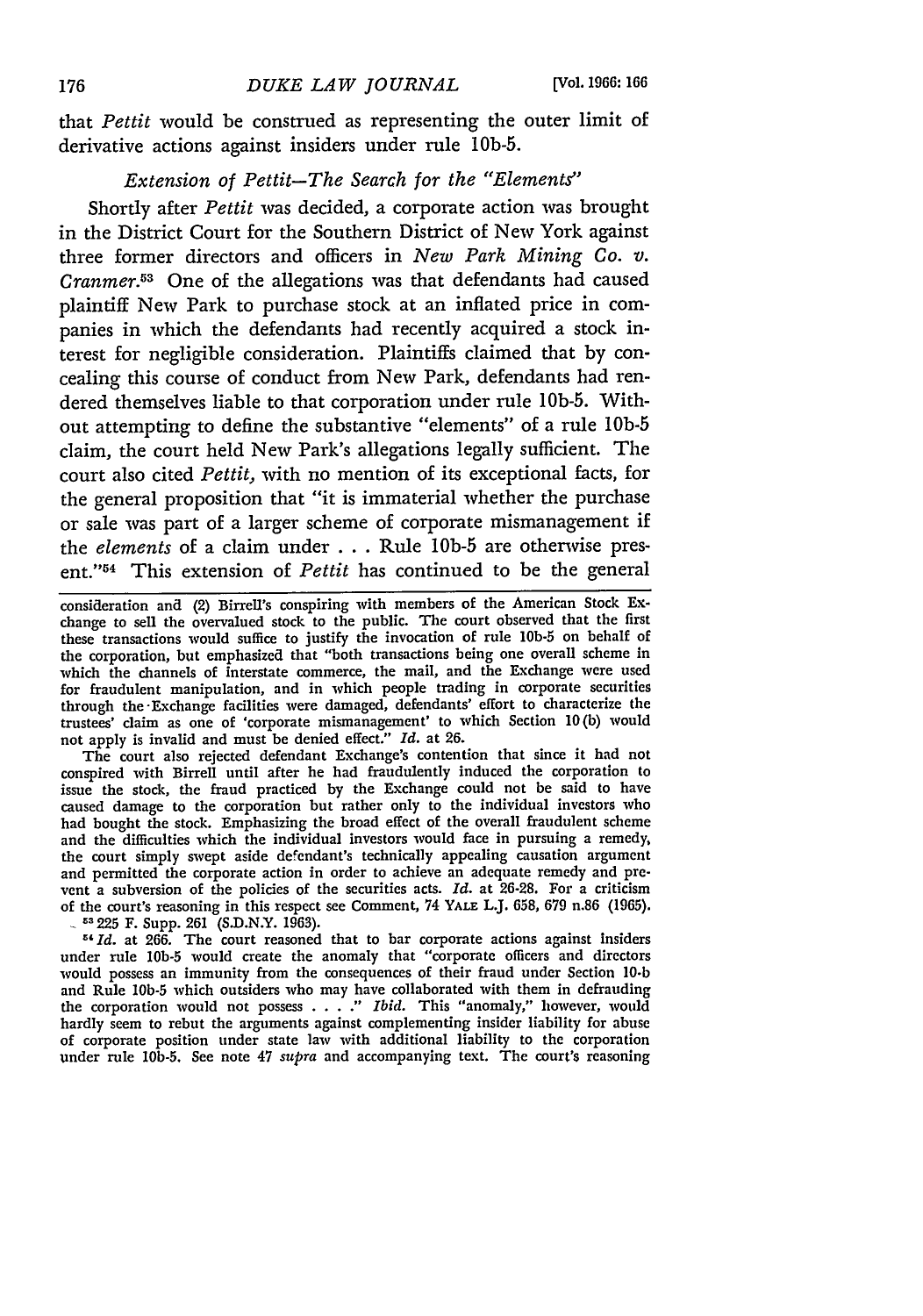that *Pettit* would be construed as representing the outer limit of derivative actions against insiders under rule 10b-5.

### *Extension of Pettit—The Search for the "Elements"*

Shortly after *Pettit* was decided, a corporate action was brought in the District Court for the Southern District of New York against three former directors and officers in *New Park Mining Co. v. Cranmer*.[53] One of the allegations was that defendants had caused plaintiff New Park to purchase stock at an inflated price in companies in which the defendants had recently acquired a stock interest for negligible consideration. Plaintiffs claimed that by concealing this course of conduct from New Park, defendants had rendered themselves liable to that corporation under rule 10b-5. Without attempting to define the substantive "elements" of a rule 10b-5 claim, the court held New Park's allegations legally sufficient. The court also cited *Pettit*, with no mention of its exceptional facts, for the general proposition that "it is immaterial whether the purchase or sale was part of a larger scheme of corporate mismanagement if the *elements* of a claim under . . . Rule 10b-5 are otherwise present."[54] This extension of *Pettit* has continued to be the general

---

consideration and (2) Birrell's conspiring with members of the American Stock Exchange to sell the overvalued stock to the public. The court observed that the first these transactions would suffice to justify the invocation of rule 10b-5 on behalf of the corporation, but emphasized that "both transactions being one overall scheme in which the channels of interstate commerce, the mail, and the Exchange were used for fraudulent manipulation, and in which people trading in corporate securities through the Exchange facilities were damaged, defendants' effort to characterize the trustees' claim as one of 'corporate mismanagement' to which Section 10(b) would not apply is invalid and must be denied effect." *Id.* at 26.

The court also rejected defendant Exchange's contention that since it had not conspired with Birrell until after he had fraudulently induced the corporation to issue the stock, the fraud practiced by the Exchange could not be said to have caused damage to the corporation but rather only to the individual investors who had bought the stock. Emphasizing the broad effect of the overall fraudulent scheme and the difficulties which the individual investors would face in pursuing a remedy, the court simply swept aside defendant's technically appealing causation argument and permitted the corporate action in order to achieve an adequate remedy and prevent a subversion of the policies of the securities acts. *Id.* at 26-28. For a criticism of the court's reasoning in this respect see Comment, 74 YALE L.J. 658, 679 n.86 (1965).

[53] 225 F. Supp. 261 (S.D.N.Y. 1963).

[54] *Id.* at 266. The court reasoned that to bar corporate actions against insiders under rule 10b-5 would create the anomaly that "corporate officers and directors would possess an immunity from the consequences of their fraud under Section 10-b and Rule 10b-5 which outsiders who may have collaborated with them in defrauding the corporation would not possess . . . ." *Ibid.* This "anomaly," however, would hardly seem to rebut the arguments against complementing insider liability for abuse of corporate position under state law with additional liability to the corporation under rule 10b-5. See note 47 *supra* and accompanying text. The court's reasoning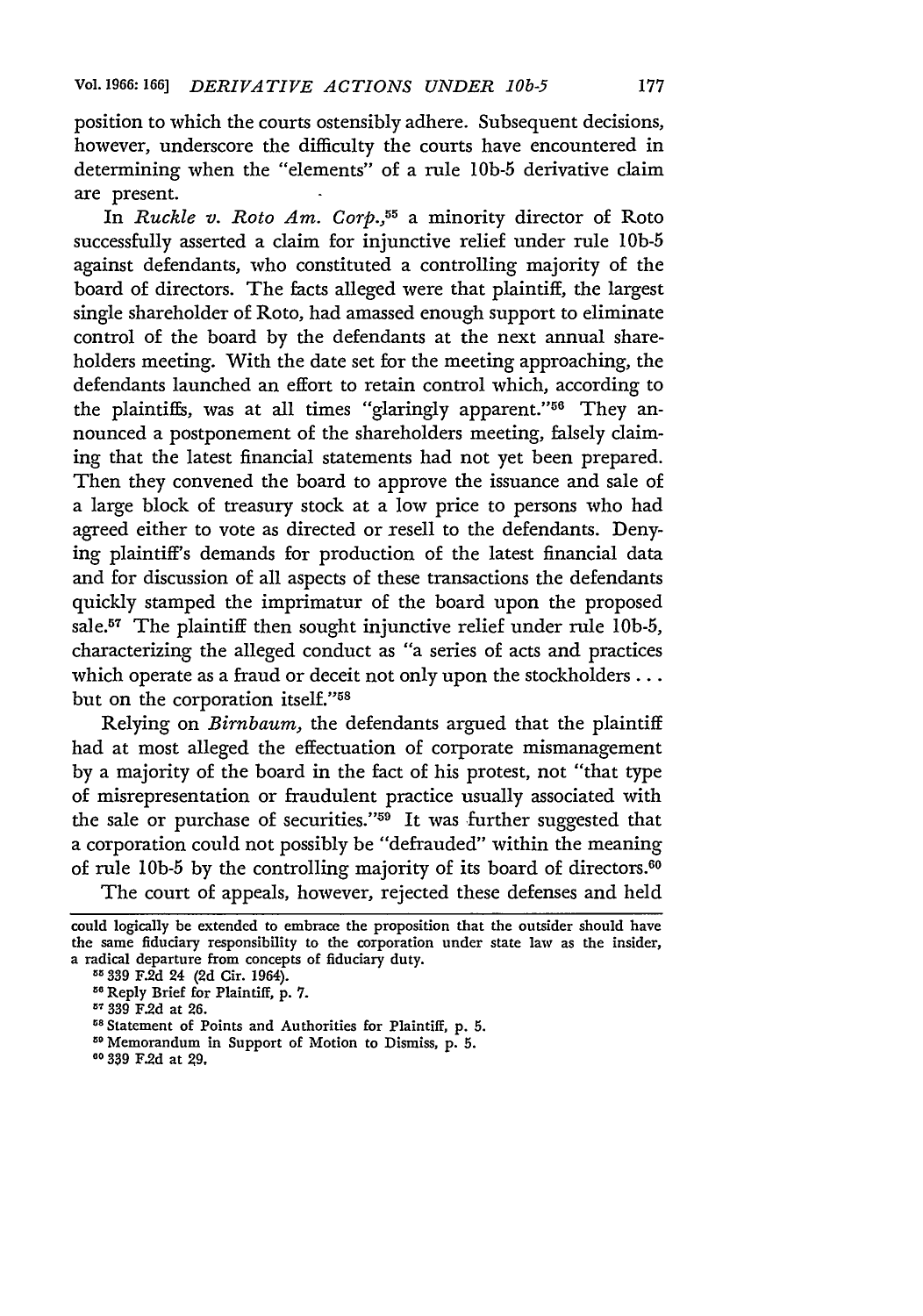position to which the courts ostensibly adhere. Subsequent decisions, however, underscore the difficulty the courts have encountered in determining when the "elements" of a rule 10b-5 derivative claim are present.

In *Ruckle v. Roto Am. Corp.*,[55] a minority director of Roto successfully asserted a claim for injunctive relief under rule 10b-5 against defendants, who constituted a controlling majority of the board of directors. The facts alleged were that plaintiff, the largest single shareholder of Roto, had amassed enough support to eliminate control of the board by the defendants at the next annual shareholders meeting. With the date set for the meeting approaching, the defendants launched an effort to retain control which, according to the plaintiffs, was at all times "glaringly apparent."[56] They announced a postponement of the shareholders meeting, falsely claiming that the latest financial statements had not yet been prepared. Then they convened the board to approve the issuance and sale of a large block of treasury stock at a low price to persons who had agreed either to vote as directed or resell to the defendants. Denying plaintiff's demands for production of the latest financial data and for discussion of all aspects of these transactions the defendants quickly stamped the imprimatur of the board upon the proposed sale.[57] The plaintiff then sought injunctive relief under rule 10b-5, characterizing the alleged conduct as "a series of acts and practices which operate as a fraud or deceit not only upon the stockholders . . . but on the corporation itself."[58]

Relying on *Birnbaum*, the defendants argued that the plaintiff had at most alleged the effectuation of corporate mismanagement by a majority of the board in the fact of his protest, not "that type of misrepresentation or fraudulent practice usually associated with the sale or purchase of securities."[59] It was further suggested that a corporation could not possibly be "defrauded" within the meaning of rule 10b-5 by the controlling majority of its board of directors.[60]

The court of appeals, however, rejected these defenses and held

---

could logically be extended to embrace the proposition that the outsider should have the same fiduciary responsibility to the corporation under state law as the insider, a radical departure from concepts of fiduciary duty.

[55] 339 F.2d 24 (2d Cir. 1964).

[56] Reply Brief for Plaintiff, p. 7.

[57] 339 F.2d at 26.

[58] Statement of Points and Authorities for Plaintiff, p. 5.

[59] Memorandum in Support of Motion to Dismiss, p. 5.

[60] 339 F.2d at 29.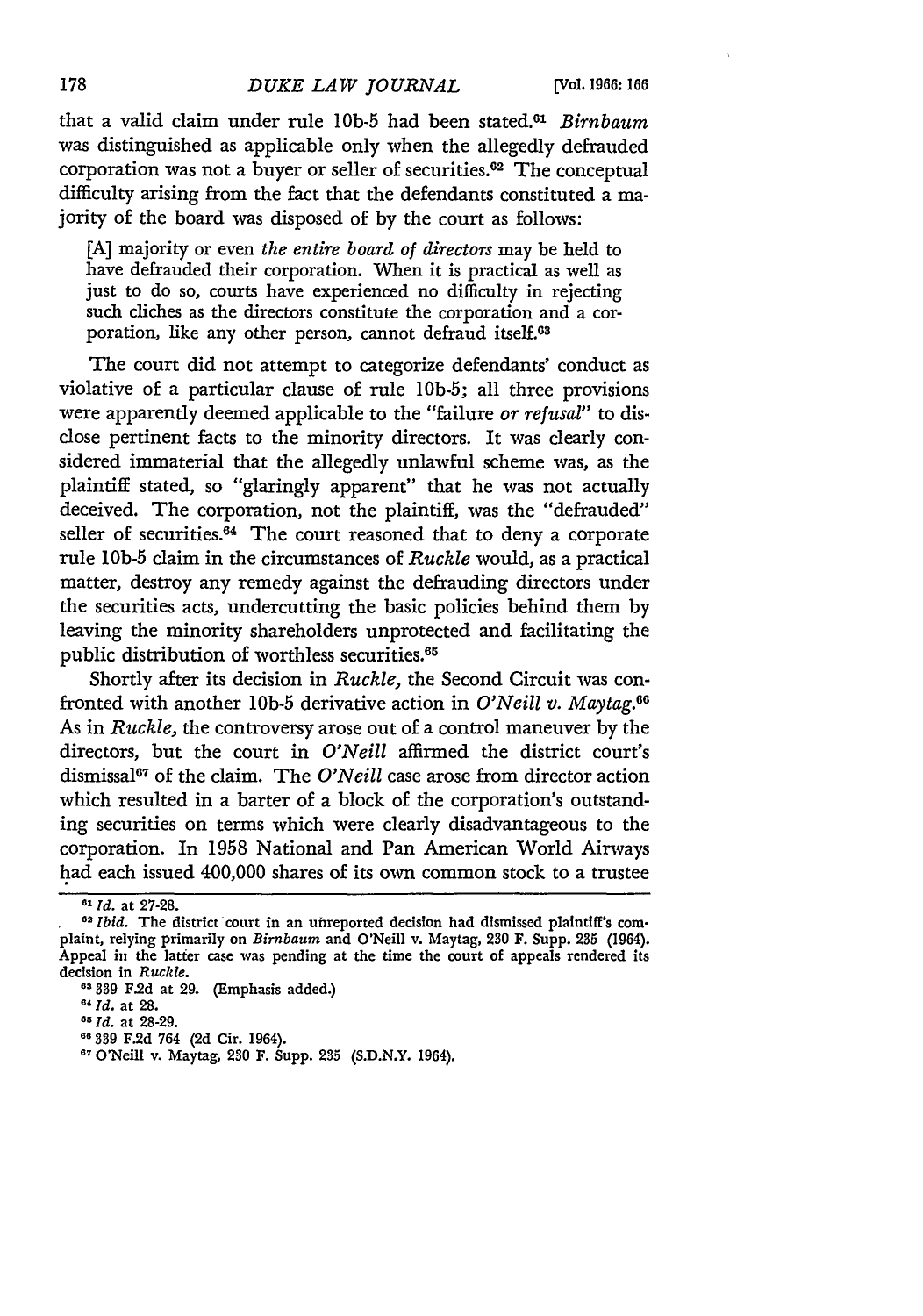that a valid claim under rule 10b-5 had been stated.[61] *Birnbaum* was distinguished as applicable only when the allegedly defrauded corporation was not a buyer or seller of securities.[62] The conceptual difficulty arising from the fact that the defendants constituted a majority of the board was disposed of by the court as follows:

> [A] majority or even *the entire board of directors* may be held to have defrauded their corporation. When it is practical as well as just to do so, courts have experienced no difficulty in rejecting such cliches as the directors constitute the corporation and a corporation, like any other person, cannot defraud itself.[63]

The court did not attempt to categorize defendants' conduct as violative of a particular clause of rule 10b-5; all three provisions were apparently deemed applicable to the "failure *or refusal*" to disclose pertinent facts to the minority directors. It was clearly considered immaterial that the allegedly unlawful scheme was, as the plaintiff stated, so "glaringly apparent" that he was not actually deceived. The corporation, not the plaintiff, was the "defrauded" seller of securities.[64] The court reasoned that to deny a corporate rule 10b-5 claim in the circumstances of *Ruckle* would, as a practical matter, destroy any remedy against the defrauding directors under the securities acts, undercutting the basic policies behind them by leaving the minority shareholders unprotected and facilitating the public distribution of worthless securities.[65]

Shortly after its decision in *Ruckle,* the Second Circuit was confronted with another 10b-5 derivative action in *O'Neill v. Maytag.*[66] As in *Ruckle,* the controversy arose out of a control maneuver by the directors, but the court in *O'Neill* affirmed the district court's dismissal[67] of the claim. The *O'Neill* case arose from director action which resulted in a barter of a block of the corporation's outstanding securities on terms which were clearly disadvantageous to the corporation. In 1958 National and Pan American World Airways had each issued 400,000 shares of its own common stock to a trustee

---

[61] *Id.* at 27-28.

[62] *Ibid.* The district court in an unreported decision had dismissed plaintiff's complaint, relying primarily on *Birnbaum* and O'Neill v. Maytag, 230 F. Supp. 235 (1964). Appeal in the latter case was pending at the time the court of appeals rendered its decision in *Ruckle.*

[63] 339 F.2d at 29. (Emphasis added.)

[64] *Id.* at 28.

[65] *Id.* at 28-29.

[66] 339 F.2d 764 (2d Cir. 1964).

[67] O'Neill v. Maytag, 230 F. Supp. 235 (S.D.N.Y. 1964).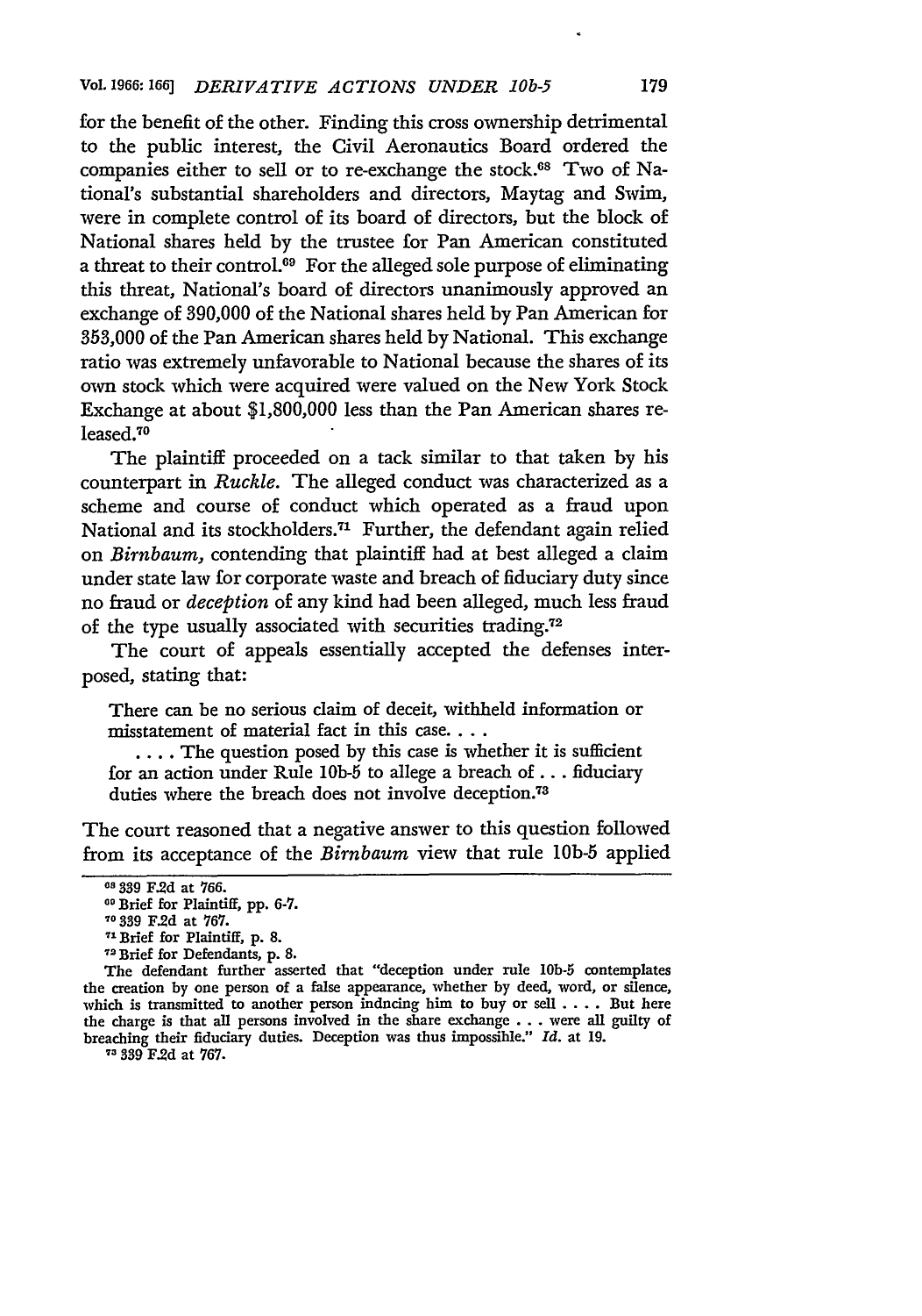for the benefit of the other. Finding this cross ownership detrimental to the public interest, the Civil Aeronautics Board ordered the companies either to sell or to re-exchange the stock.[68] Two of National's substantial shareholders and directors, Maytag and Swim, were in complete control of its board of directors, but the block of National shares held by the trustee for Pan American constituted a threat to their control.[69] For the alleged sole purpose of eliminating this threat, National's board of directors unanimously approved an exchange of 390,000 of the National shares held by Pan American for 353,000 of the Pan American shares held by National. This exchange ratio was extremely unfavorable to National because the shares of its own stock which were acquired were valued on the New York Stock Exchange at about $1,800,000 less than the Pan American shares released.[70]

The plaintiff proceeded on a tack similar to that taken by his counterpart in *Ruckle*. The alleged conduct was characterized as a scheme and course of conduct which operated as a fraud upon National and its stockholders.[71] Further, the defendant again relied on *Birnbaum*, contending that plaintiff had at best alleged a claim under state law for corporate waste and breach of fiduciary duty since no fraud or *deception* of any kind had been alleged, much less fraud of the type usually associated with securities trading.[72]

The court of appeals essentially accepted the defenses interposed, stating that:

> There can be no serious claim of deceit, withheld information or misstatement of material fact in this case. . . .
>
> . . . . The question posed by this case is whether it is sufficient for an action under Rule 10b-5 to allege a breach of . . . fiduciary duties where the breach does not involve deception.[73]

The court reasoned that a negative answer to this question followed from its acceptance of the *Birnbaum* view that rule 10b-5 applied

---

[68] 339 F.2d at 766.

[69] Brief for Plaintiff, pp. 6-7.

[70] 339 F.2d at 767.

[71] Brief for Plaintiff, p. 8.

[72] Brief for Defendants, p. 8.

The defendant further asserted that "deception under rule 10b-5 contemplates the creation by one person of a false appearance, whether by deed, word, or silence, which is transmitted to another person indncing him to buy or sell . . . . But here the charge is that all persons involved in the share exchange . . . were all guilty of breaching their fiduciary duties. Deception was thus impossible." *Id.* at 19.

[73] 339 F.2d at 767.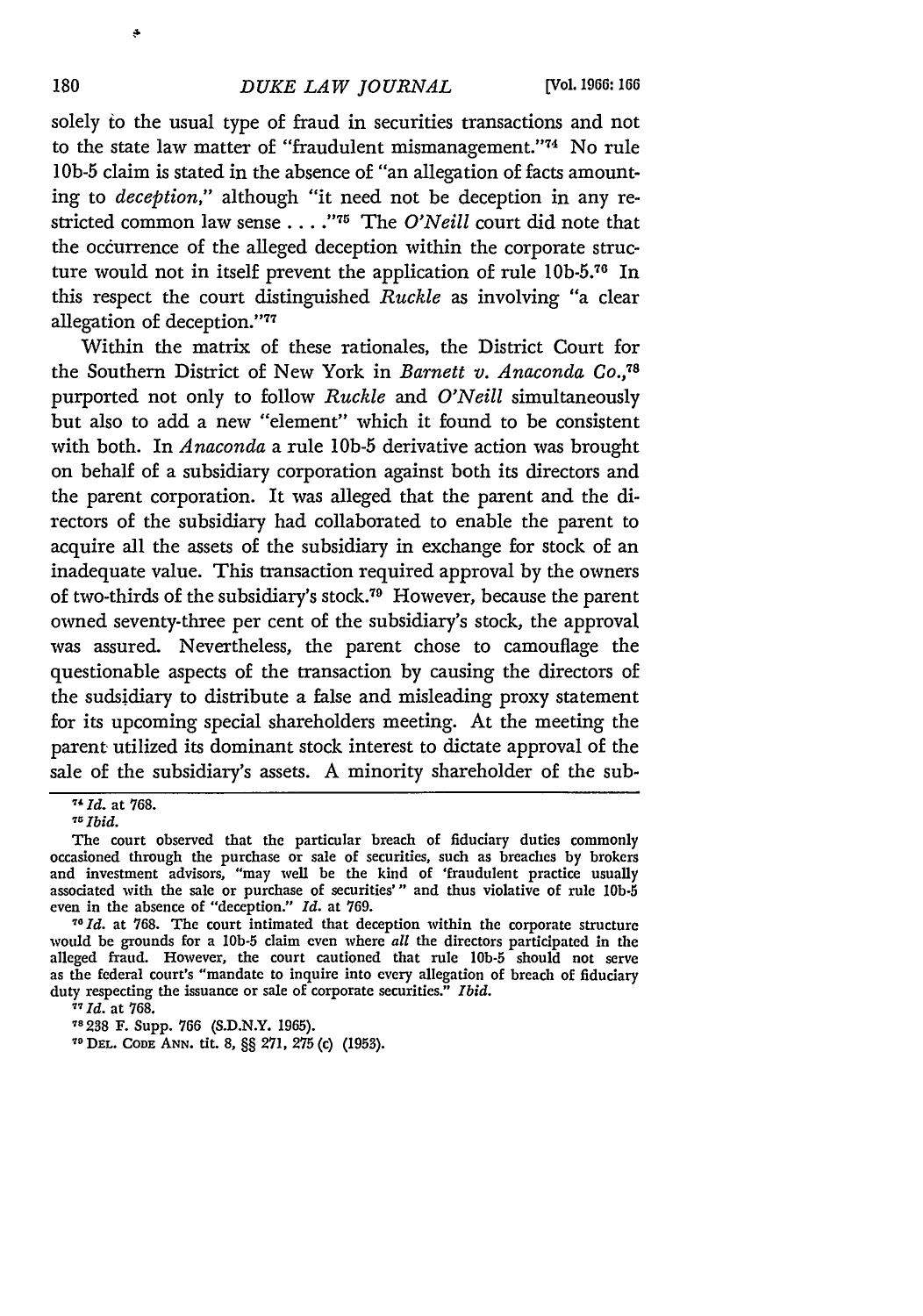solely to the usual type of fraud in securities transactions and not to the state law matter of "fraudulent mismanagement."[74] No rule 10b-5 claim is stated in the absence of "an allegation of facts amounting to *deception,*" although "it need not be deception in any restricted common law sense . . . ."[75] The *O'Neill* court did note that the occurrence of the alleged deception within the corporate structure would not in itself prevent the application of rule 10b-5.[76] In this respect the court distinguished *Ruckle* as involving "a clear allegation of deception."[77]

Within the matrix of these rationales, the District Court for the Southern District of New York in *Barnett v. Anaconda Co.*,[78] purported not only to follow *Ruckle* and *O'Neill* simultaneously but also to add a new "element" which it found to be consistent with both. In *Anaconda* a rule 10b-5 derivative action was brought on behalf of a subsidiary corporation against both its directors and the parent corporation. It was alleged that the parent and the directors of the subsidiary had collaborated to enable the parent to acquire all the assets of the subsidiary in exchange for stock of an inadequate value. This transaction required approval by the owners of two-thirds of the subsidiary's stock.[79] However, because the parent owned seventy-three per cent of the subsidiary's stock, the approval was assured. Nevertheless, the parent chose to camouflage the questionable aspects of the transaction by causing the directors of the sudsidiary to distribute a false and misleading proxy statement for its upcoming special shareholders meeting. At the meeting the parent utilized its dominant stock interest to dictate approval of the sale of the subsidiary's assets. A minority shareholder of the sub-

---

[74] *Id.* at 768.

[75] *Ibid.*

The court observed that the particular breach of fiduciary duties commonly occasioned through the purchase or sale of securities, such as breaches by brokers and investment advisors, "may well be the kind of 'fraudulent practice usually associated with the sale or purchase of securities'" and thus violative of rule 10b-5 even in the absence of "deception." *Id.* at 769.

[76] *Id.* at 768. The court intimated that deception within the corporate structure would be grounds for a 10b-5 claim even where *all* the directors participated in the alleged fraud. However, the court cautioned that rule 10b-5 should not serve as the federal court's "mandate to inquire into every allegation of breach of fiduciary duty respecting the issuance or sale of corporate securities." *Ibid.*

[77] *Id.* at 768.

[78] 238 F. Supp. 766 (S.D.N.Y. 1965).

[79] DEL. CODE ANN. tit. 8, §§ 271, 275 (c) (1953).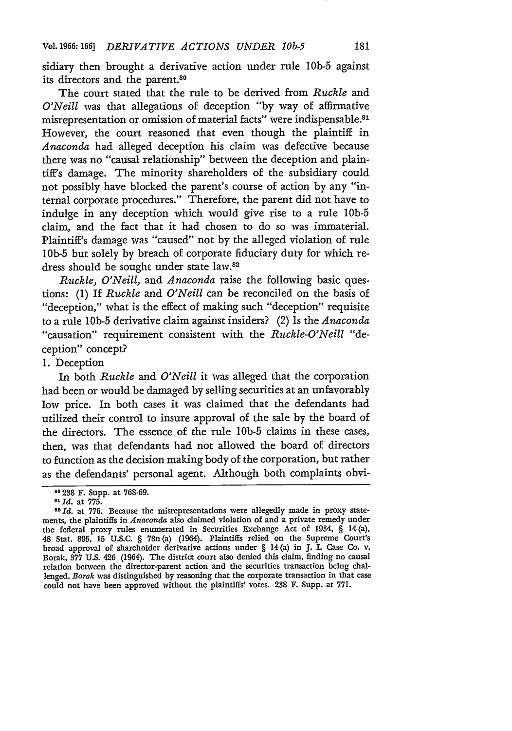sidiary then brought a derivative action under rule 10b-5 against its directors and the parent.[80]

The court stated that the rule to be derived from *Ruckle* and *O'Neill* was that allegations of deception "by way of affirmative misrepresentation or omission of material facts" were indispensable.[81] However, the court reasoned that even though the plaintiff in *Anaconda* had alleged deception his claim was defective because there was no "causal relationship" between the deception and plaintiff's damage. The minority shareholders of the subsidiary could not possibly have blocked the parent's course of action by any "internal corporate procedures." Therefore, the parent did not have to indulge in any deception which would give rise to a rule 10b-5 claim, and the fact that it had chosen to do so was immaterial. Plaintiff's damage was "caused" not by the alleged violation of rule 10b-5 but solely by breach of corporate fiduciary duty for which redress should be sought under state law.[82]

*Ruckle, O'Neill,* and *Anaconda* raise the following basic questions: (1) If *Ruckle* and *O'Neill* can be reconciled on the basis of "deception," what is the effect of making such "deception" requisite to a rule 10b-5 derivative claim against insiders? (2) Is the *Anaconda* "causation" requirement consistent with the *Ruckle-O'Neill* "deception" concept?

1. Deception

In both *Ruckle* and *O'Neill* it was alleged that the corporation had been or would be damaged by selling securities at an unfavorably low price. In both cases it was claimed that the defendants had utilized their control to insure approval of the sale by the board of the directors. The essence of the rule 10b-5 claims in these cases, then, was that defendants had not allowed the board of directors to function as the decision making body of the corporation, but rather as the defendants' personal agent. Although both complaints obvi-

---

[80] 238 F. Supp. at 768-69.

[81] *Id.* at 775.

[82] *Id.* at 776. Because the misrepresentations were allegedly made in proxy statements, the plaintiffs in *Anaconda* also claimed violation of and a private remedy under the federal proxy rules enumerated in Securities Exchange Act of 1934, § 14(a), 48 Stat. 895, 15 U.S.C. § 78n(a) (1964). Plaintiffs relied on the Supreme Court's broad approval of shareholder derivative actions under § 14(a) in J. I. Case Co. v. Borak, 377 U.S. 426 (1964). The district court also denied this claim, finding no causal relation between the director-parent action and the securities transaction being challenged. *Borak* was distinguished by reasoning that the corporate transaction in that case could not have been approved without the plaintiffs' votes. 238 F. Supp. at 771.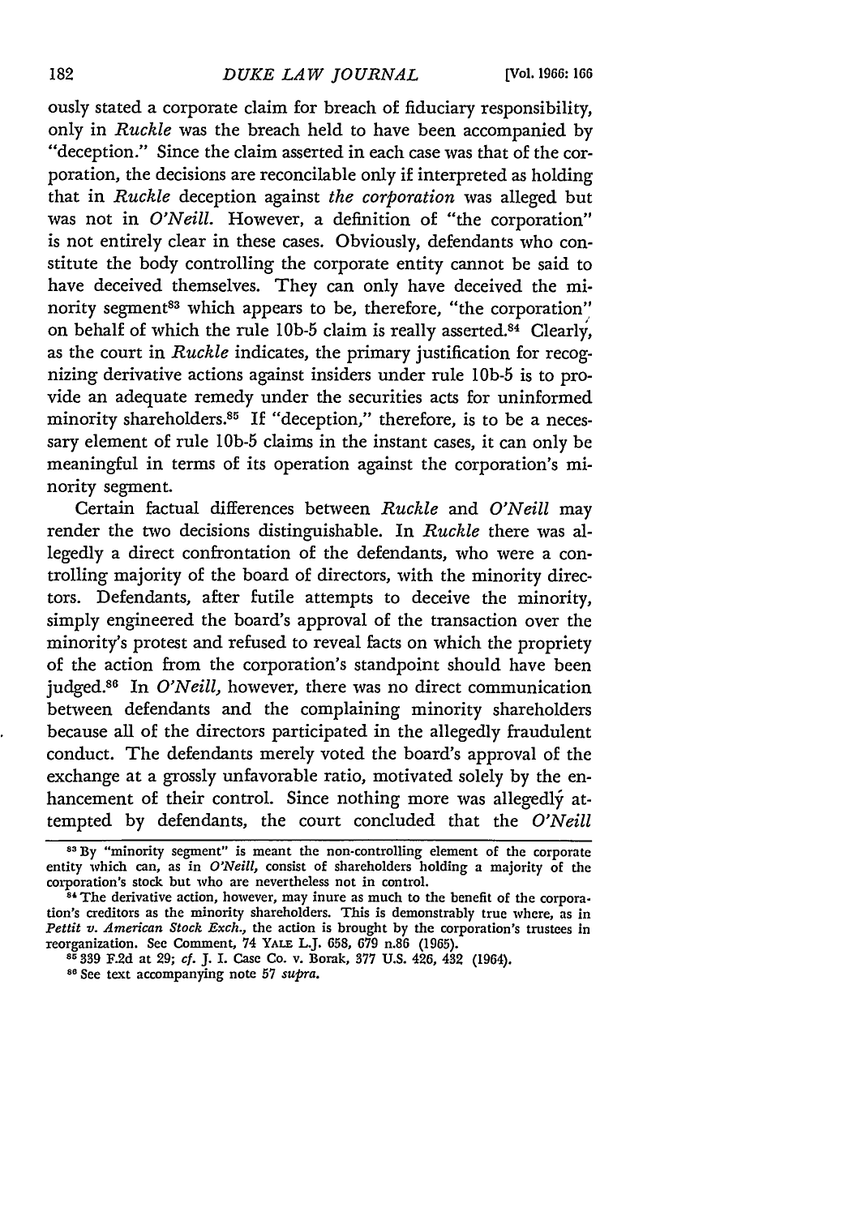ously stated a corporate claim for breach of fiduciary responsibility, only in *Ruckle* was the breach held to have been accompanied by "deception." Since the claim asserted in each case was that of the corporation, the decisions are reconcilable only if interpreted as holding that in *Ruckle* deception against *the corporation* was alleged but was not in *O'Neill*. However, a definition of "the corporation" is not entirely clear in these cases. Obviously, defendants who constitute the body controlling the corporate entity cannot be said to have deceived themselves. They can only have deceived the minority segment[83] which appears to be, therefore, "the corporation" on behalf of which the rule 10b-5 claim is really asserted.[84] Clearly, as the court in *Ruckle* indicates, the primary justification for recognizing derivative actions against insiders under rule 10b-5 is to provide an adequate remedy under the securities acts for uninformed minority shareholders.[85] If "deception," therefore, is to be a necessary element of rule 10b-5 claims in the instant cases, it can only be meaningful in terms of its operation against the corporation's minority segment.

Certain factual differences between *Ruckle* and *O'Neill* may render the two decisions distinguishable. In *Ruckle* there was allegedly a direct confrontation of the defendants, who were a controlling majority of the board of directors, with the minority directors. Defendants, after futile attempts to deceive the minority, simply engineered the board's approval of the transaction over the minority's protest and refused to reveal facts on which the propriety of the action from the corporation's standpoint should have been judged.[86] In *O'Neill*, however, there was no direct communication between defendants and the complaining minority shareholders because all of the directors participated in the allegedly fraudulent conduct. The defendants merely voted the board's approval of the exchange at a grossly unfavorable ratio, motivated solely by the enhancement of their control. Since nothing more was allegedly attempted by defendants, the court concluded that the *O'Neill*

---

[83] By "minority segment" is meant the non-controlling element of the corporate entity which can, as in *O'Neill*, consist of shareholders holding a majority of the corporation's stock but who are nevertheless not in control.

[84] The derivative action, however, may inure as much to the benefit of the corporation's creditors as the minority shareholders. This is demonstrably true where, as in *Pettit v. American Stock Exch.*, the action is brought by the corporation's trustees in reorganization. See Comment, 74 YALE L.J. 658, 679 n.86 (1965).

[85] 339 F.2d at 29; *cf.* J. I. Case Co. v. Borak, 377 U.S. 426, 432 (1964).

[86] See text accompanying note 57 *supra*.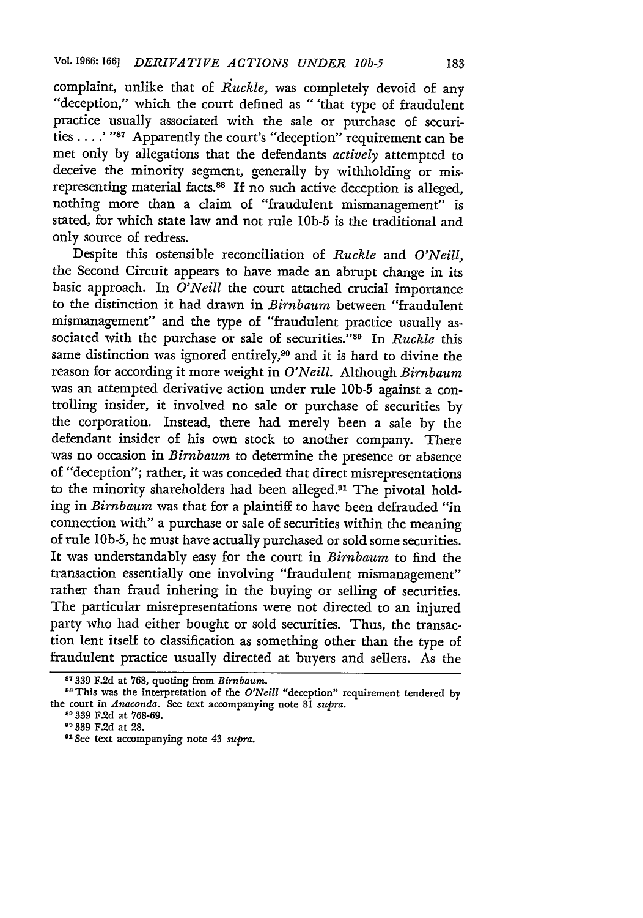complaint, unlike that of *Ruckle*, was completely devoid of any "deception," which the court defined as " 'that type of fraudulent practice usually associated with the sale or purchase of securities . . . .' "[87] Apparently the court's "deception" requirement can be met only by allegations that the defendants *actively* attempted to deceive the minority segment, generally by withholding or misrepresenting material facts.[88] If no such active deception is alleged, nothing more than a claim of "fraudulent mismanagement" is stated, for which state law and not rule 10b-5 is the traditional and only source of redress.

Despite this ostensible reconciliation of *Ruckle* and *O'Neill*, the Second Circuit appears to have made an abrupt change in its basic approach. In *O'Neill* the court attached crucial importance to the distinction it had drawn in *Birnbaum* between "fraudulent mismanagement" and the type of "fraudulent practice usually associated with the purchase or sale of securities."[89] In *Ruckle* this same distinction was ignored entirely,[90] and it is hard to divine the reason for according it more weight in *O'Neill*. Although *Birnbaum* was an attempted derivative action under rule 10b-5 against a controlling insider, it involved no sale or purchase of securities by the corporation. Instead, there had merely been a sale by the defendant insider of his own stock to another company. There was no occasion in *Birnbaum* to determine the presence or absence of "deception"; rather, it was conceded that direct misrepresentations to the minority shareholders had been alleged.[91] The pivotal holding in *Birnbaum* was that for a plaintiff to have been defrauded "in connection with" a purchase or sale of securities within the meaning of rule 10b-5, he must have actually purchased or sold some securities. It was understandably easy for the court in *Birnbaum* to find the transaction essentially one involving "fraudulent mismanagement" rather than fraud inhering in the buying or selling of securities. The particular misrepresentations were not directed to an injured party who had either bought or sold securities. Thus, the transaction lent itself to classification as something other than the type of fraudulent practice usually directed at buyers and sellers. As the

---

[87] 339 F.2d at 768, quoting from *Birnbaum*.

[88] This was the interpretation of the *O'Neill* "deception" requirement tendered by the court in *Anaconda*. See text accompanying note 81 *supra*.

[89] 339 F.2d at 768-69.

[90] 339 F.2d at 28.

[91] See text accompanying note 43 *supra*.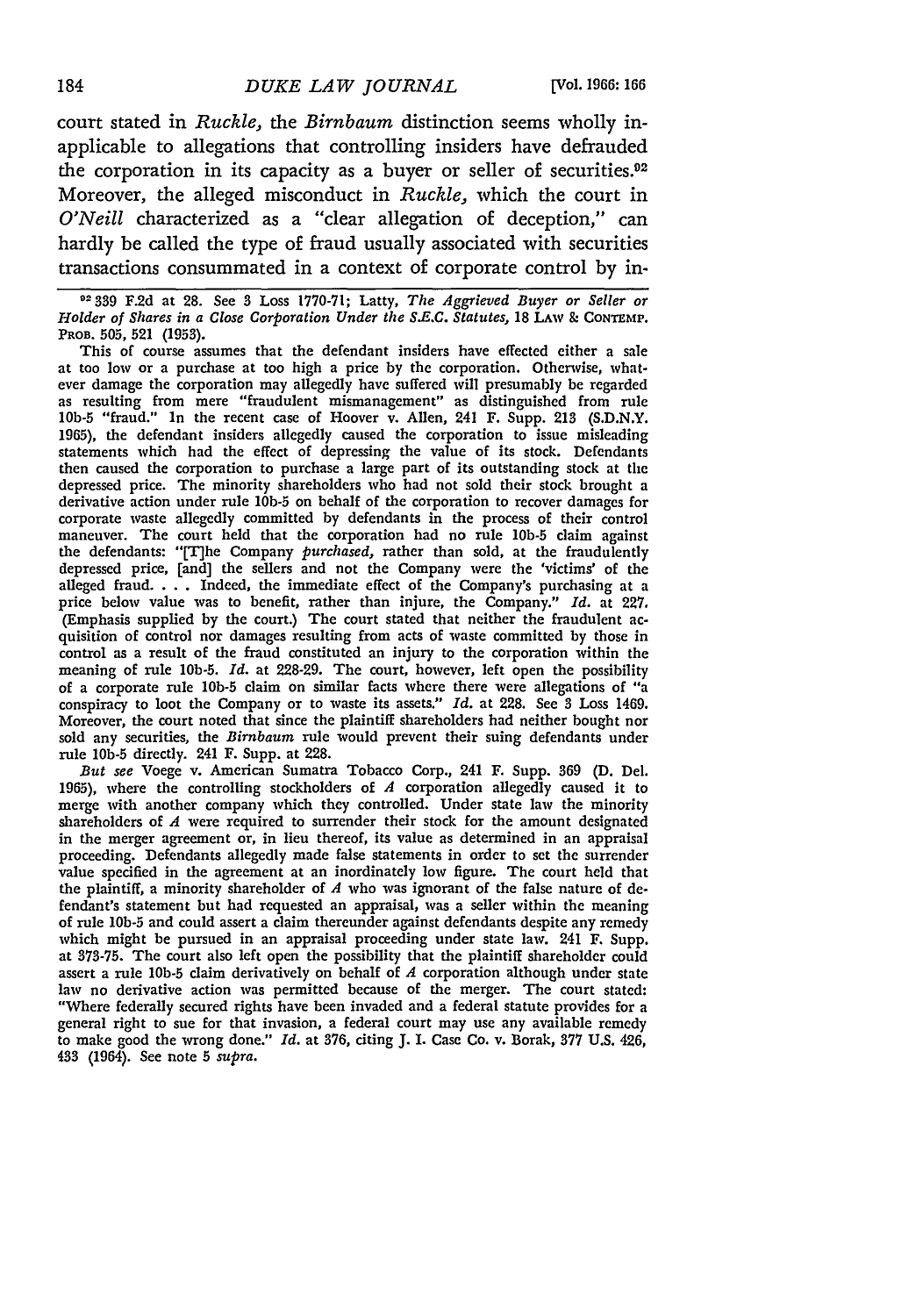court stated in *Ruckle*, the *Birnbaum* distinction seems wholly inapplicable to allegations that controlling insiders have defrauded the corporation in its capacity as a buyer or seller of securities.[92] Moreover, the alleged misconduct in *Ruckle*, which the court in *O'Neill* characterized as a "clear allegation of deception," can hardly be called the type of fraud usually associated with securities transactions consummated in a context of corporate control by in-

---

[92] 339 F.2d at 28. See 3 Loss 1770-71; Latty, *The Aggrieved Buyer or Seller or Holder of Shares in a Close Corporation Under the S.E.C. Statutes*, 18 LAW & CONTEMP. PROB. 505, 521 (1953).

This of course assumes that the defendant insiders have effected either a sale at too low or a purchase at too high a price by the corporation. Otherwise, whatever damage the corporation may allegedly have suffered will presumably be regarded as resulting from mere "fraudulent mismanagement" as distinguished from rule 10b-5 "fraud." In the recent case of Hoover v. Allen, 241 F. Supp. 213 (S.D.N.Y. 1965), the defendant insiders allegedly caused the corporation to issue misleading statements which had the effect of depressing the value of its stock. Defendants then caused the corporation to purchase a large part of its outstanding stock at the depressed price. The minority shareholders who had not sold their stock brought a derivative action under rule 10b-5 on behalf of the corporation to recover damages for corporate waste allegedly committed by defendants in the process of their control maneuver. The court held that the corporation had no rule 10b-5 claim against the defendants: "[T]he Company *purchased*, rather than sold, at the fraudulently depressed price, [and] the sellers and not the Company were the 'victims' of the alleged fraud. . . . Indeed, the immediate effect of the Company's purchasing at a price below value was to benefit, rather than injure, the Company." *Id.* at 227. (Emphasis supplied by the court.) The court stated that neither the fraudulent acquisition of control nor damages resulting from acts of waste committed by those in control as a result of the fraud constituted an injury to the corporation within the meaning of rule 10b-5. *Id.* at 228-29. The court, however, left open the possibility of a corporate rule 10b-5 claim on similar facts where there were allegations of "a conspiracy to loot the Company or to waste its assets." *Id.* at 228. See 3 Loss 1469. Moreover, the court noted that since the plaintiff shareholders had neither bought nor sold any securities, the *Birnbaum* rule would prevent their suing defendants under rule 10b-5 directly. 241 F. Supp. at 228.

*But see* Voege v. American Sumatra Tobacco Corp., 241 F. Supp. 369 (D. Del. 1965), where the controlling stockholders of *A* corporation allegedly caused it to merge with another company which they controlled. Under state law the minority shareholders of *A* were required to surrender their stock for the amount designated in the merger agreement or, in lieu thereof, its value as determined in an appraisal proceeding. Defendants allegedly made false statements in order to set the surrender value specified in the agreement at an inordinately low figure. The court held that the plaintiff, a minority shareholder of *A* who was ignorant of the false nature of defendant's statement but had requested an appraisal, was a seller within the meaning of rule 10b-5 and could assert a claim thereunder against defendants despite any remedy which might be pursued in an appraisal proceeding under state law. 241 F. Supp. at 373-75. The court also left open the possibility that the plaintiff shareholder could assert a rule 10b-5 claim derivatively on behalf of *A* corporation although under state law no derivative action was permitted because of the merger. The court stated: "Where federally secured rights have been invaded and a federal statute provides for a general right to sue for that invasion, a federal court may use any available remedy to make good the wrong done." *Id.* at 376, citing J. I. Case Co. v. Borak, 377 U.S. 426, 433 (1964). See note 5 *supra*.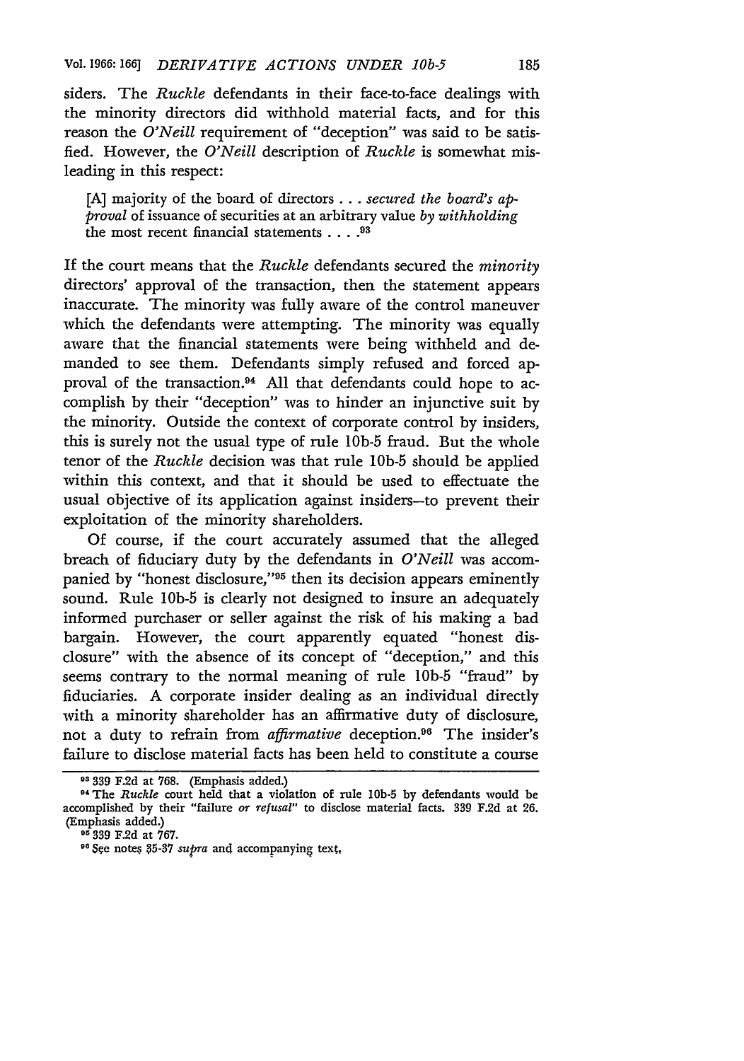siders. The *Ruckle* defendants in their face-to-face dealings with the minority directors did withhold material facts, and for this reason the *O'Neill* requirement of "deception" was said to be satisfied. However, the *O'Neill* description of *Ruckle* is somewhat misleading in this respect:

> [A] majority of the board of directors . . . *secured the board's approval* of issuance of securities at an arbitrary value *by withholding* the most recent financial statements . . . .[93]

If the court means that the *Ruckle* defendants secured the *minority* directors' approval of the transaction, then the statement appears inaccurate. The minority was fully aware of the control maneuver which the defendants were attempting. The minority was equally aware that the financial statements were being withheld and demanded to see them. Defendants simply refused and forced approval of the transaction.[94] All that defendants could hope to accomplish by their "deception" was to hinder an injunctive suit by the minority. Outside the context of corporate control by insiders, this is surely not the usual type of rule 10b-5 fraud. But the whole tenor of the *Ruckle* decision was that rule 10b-5 should be applied within this context, and that it should be used to effectuate the usual objective of its application against insiders—to prevent their exploitation of the minority shareholders.

Of course, if the court accurately assumed that the alleged breach of fiduciary duty by the defendants in *O'Neill* was accompanied by "honest disclosure,"[95] then its decision appears eminently sound. Rule 10b-5 is clearly not designed to insure an adequately informed purchaser or seller against the risk of his making a bad bargain. However, the court apparently equated "honest disclosure" with the absence of its concept of "deception," and this seems contrary to the normal meaning of rule 10b-5 "fraud" by fiduciaries. A corporate insider dealing as an individual directly with a minority shareholder has an affirmative duty of disclosure, not a duty to refrain from *affirmative* deception.[96] The insider's failure to disclose material facts has been held to constitute a course

---

[93] 339 F.2d at 768. (Emphasis added.)

[94] The *Ruckle* court held that a violation of rule 10b-5 by defendants would be accomplished by their "failure *or refusal*" to disclose material facts. 339 F.2d at 26. (Emphasis added.)

[95] 339 F.2d at 767.

[96] See notes 35-37 *supra* and accompanying text.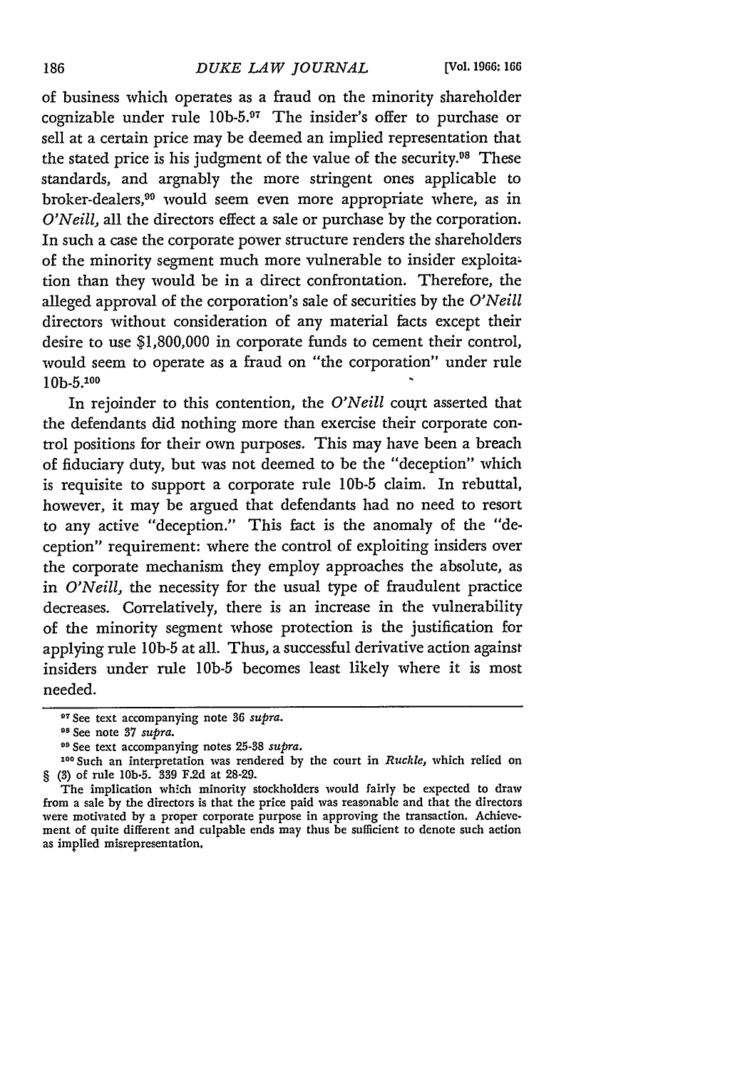of business which operates as a fraud on the minority shareholder cognizable under rule 10b-5.[97] The insider's offer to purchase or sell at a certain price may be deemed an implied representation that the stated price is his judgment of the value of the security.[98] These standards, and arguably the more stringent ones applicable to broker-dealers,[99] would seem even more appropriate where, as in *O'Neill*, all the directors effect a sale or purchase by the corporation. In such a case the corporate power structure renders the shareholders of the minority segment much more vulnerable to insider exploitation than they would be in a direct confrontation. Therefore, the alleged approval of the corporation's sale of securities by the *O'Neill* directors without consideration of any material facts except their desire to use $1,800,000 in corporate funds to cement their control, would seem to operate as a fraud on "the corporation" under rule 10b-5.[100]

In rejoinder to this contention, the *O'Neill* court asserted that the defendants did nothing more than exercise their corporate control positions for their own purposes. This may have been a breach of fiduciary duty, but was not deemed to be the "deception" which is requisite to support a corporate rule 10b-5 claim. In rebuttal, however, it may be argued that defendants had no need to resort to any active "deception." This fact is the anomaly of the "deception" requirement: where the control of exploiting insiders over the corporate mechanism they employ approaches the absolute, as in *O'Neill*, the necessity for the usual type of fraudulent practice decreases. Correlatively, there is an increase in the vulnerability of the minority segment whose protection is the justification for applying rule 10b-5 at all. Thus, a successful derivative action against insiders under rule 10b-5 becomes least likely where it is most needed.

---

[97] See text accompanying note 36 *supra*.

[98] See note 37 *supra*.

[99] See text accompanying notes 25-38 *supra*.

[100] Such an interpretation was rendered by the court in *Ruckle*, which relied on § (3) of rule 10b-5. 339 F.2d at 28-29.

The implication which minority stockholders would fairly be expected to draw from a sale by the directors is that the price paid was reasonable and that the directors were motivated by a proper corporate purpose in approving the transaction. Achievement of quite different and culpable ends may thus be sufficient to denote such action as implied misrepresentation.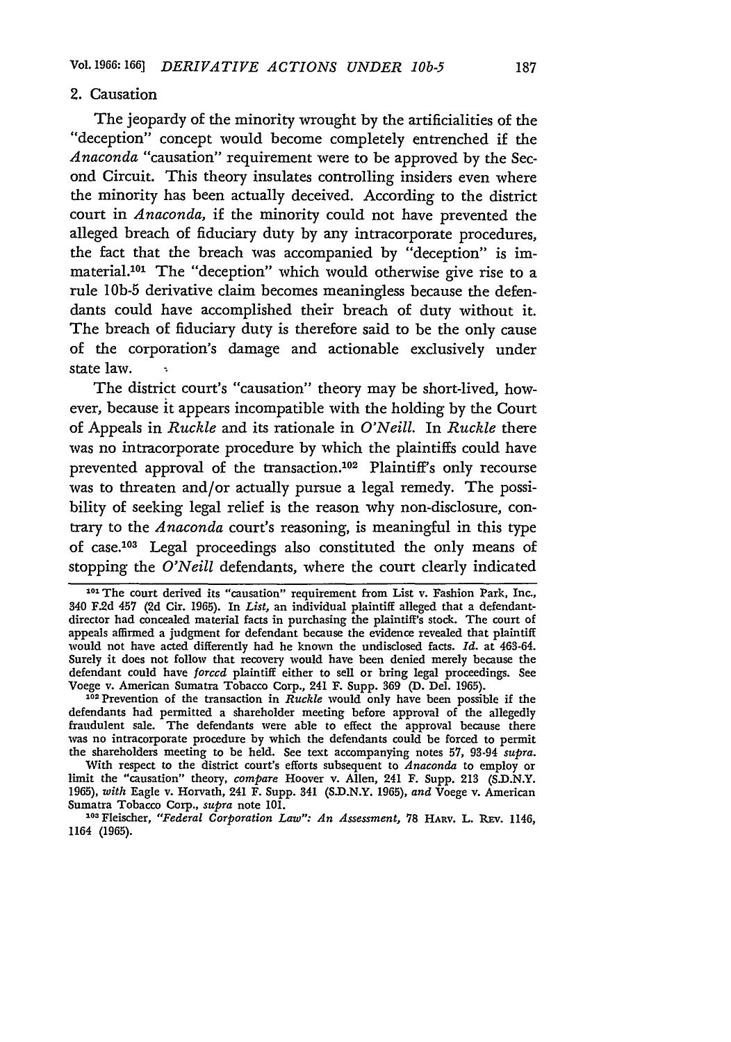### 2. Causation

The jeopardy of the minority wrought by the artificialities of the "deception" concept would become completely entrenched if the *Anaconda* "causation" requirement were to be approved by the Second Circuit. This theory insulates controlling insiders even where the minority has been actually deceived. According to the district court in *Anaconda*, if the minority could not have prevented the alleged breach of fiduciary duty by any intracorporate procedures, the fact that the breach was accompanied by "deception" is immaterial.[101] The "deception" which would otherwise give rise to a rule 10b-5 derivative claim becomes meaningless because the defendants could have accomplished their breach of duty without it. The breach of fiduciary duty is therefore said to be the only cause of the corporation's damage and actionable exclusively under state law.

The district court's "causation" theory may be short-lived, however, because it appears incompatible with the holding by the Court of Appeals in *Ruckle* and its rationale in *O'Neill*. In *Ruckle* there was no intracorporate procedure by which the plaintiffs could have prevented approval of the transaction.[102] Plaintiff's only recourse was to threaten and/or actually pursue a legal remedy. The possibility of seeking legal relief is the reason why non-disclosure, contrary to the *Anaconda* court's reasoning, is meaningful in this type of case.[103] Legal proceedings also constituted the only means of stopping the *O'Neill* defendants, where the court clearly indicated

---

[101] The court derived its "causation" requirement from List v. Fashion Park, Inc., 340 F.2d 457 (2d Cir. 1965). In *List*, an individual plaintiff alleged that a defendant-director had concealed material facts in purchasing the plaintiff's stock. The court of appeals affirmed a judgment for defendant because the evidence revealed that plaintiff would not have acted differently had he known the undisclosed facts. *Id.* at 463-64. Surely it does not follow that recovery would have been denied merely because the defendant could have *forced* plaintiff either to sell or bring legal proceedings. See Voege v. American Sumatra Tobacco Corp., 241 F. Supp. 369 (D. Del. 1965).

[102] Prevention of the transaction in *Ruckle* would only have been possible if the defendants had permitted a shareholder meeting before approval of the allegedly fraudulent sale. The defendants were able to effect the approval because there was no intracorporate procedure by which the defendants could be forced to permit the shareholders meeting to be held. See text accompanying notes 57, 93-94 *supra*.

With respect to the district court's efforts subsequent to *Anaconda* to employ or limit the "causation" theory, *compare* Hoover v. Allen, 241 F. Supp. 213 (S.D.N.Y. 1965), *with* Eagle v. Horvath, 241 F. Supp. 341 (S.D.N.Y. 1965), *and* Voege v. American Sumatra Tobacco Corp., *supra* note 101.

[103] Fleischer, *"Federal Corporation Law": An Assessment*, 78 HARV. L. REV. 1146, 1164 (1965).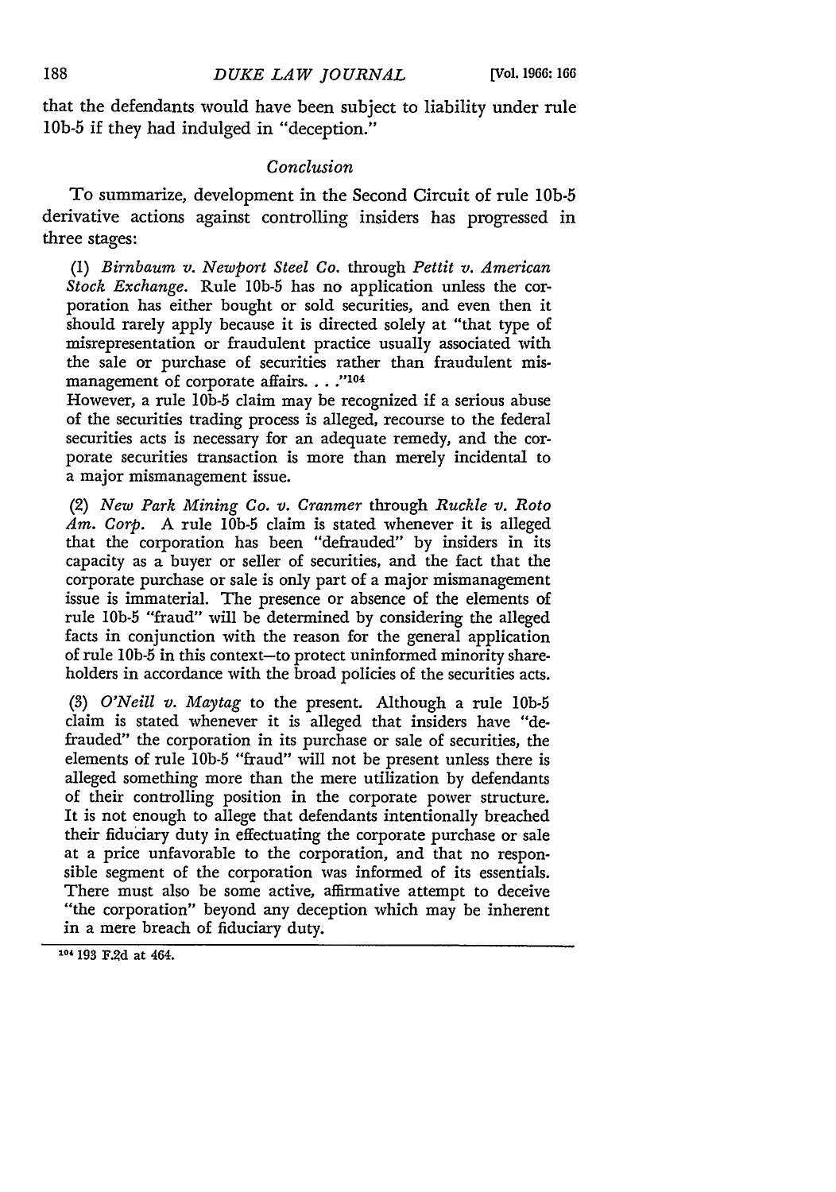that the defendants would have been subject to liability under rule 10b-5 if they had indulged in "deception."

### *Conclusion*

To summarize, development in the Second Circuit of rule 10b-5 derivative actions against controlling insiders has progressed in three stages:

(1) *Birnbaum v. Newport Steel Co.* through *Pettit v. American Stock Exchange.* Rule 10b-5 has no application unless the corporation has either bought or sold securities, and even then it should rarely apply because it is directed solely at "that type of misrepresentation or fraudulent practice usually associated with the sale or purchase of securities rather than fraudulent mismanagement of corporate affairs. . . ."[104]
However, a rule 10b-5 claim may be recognized if a serious abuse of the securities trading process is alleged, recourse to the federal securities acts is necessary for an adequate remedy, and the corporate securities transaction is more than merely incidental to a major mismanagement issue.

(2) *New Park Mining Co. v. Cranmer* through *Ruckle v. Roto Am. Corp.* A rule 10b-5 claim is stated whenever it is alleged that the corporation has been "defrauded" by insiders in its capacity as a buyer or seller of securities, and the fact that the corporate purchase or sale is only part of a major mismanagement issue is immaterial. The presence or absence of the elements of rule 10b-5 "fraud" will be determined by considering the alleged facts in conjunction with the reason for the general application of rule 10b-5 in this context—to protect uninformed minority shareholders in accordance with the broad policies of the securities acts.

(3) *O'Neill v. Maytag* to the present. Although a rule 10b-5 claim is stated whenever it is alleged that insiders have "defrauded" the corporation in its purchase or sale of securities, the elements of rule 10b-5 "fraud" will not be present unless there is alleged something more than the mere utilization by defendants of their controlling position in the corporate power structure. It is not enough to allege that defendants intentionally breached their fiduciary duty in effectuating the corporate purchase or sale at a price unfavorable to the corporation, and that no responsible segment of the corporation was informed of its essentials. There must also be some active, affirmative attempt to deceive "the corporation" beyond any deception which may be inherent in a mere breach of fiduciary duty.

---

[104] 193 F.2d at 464.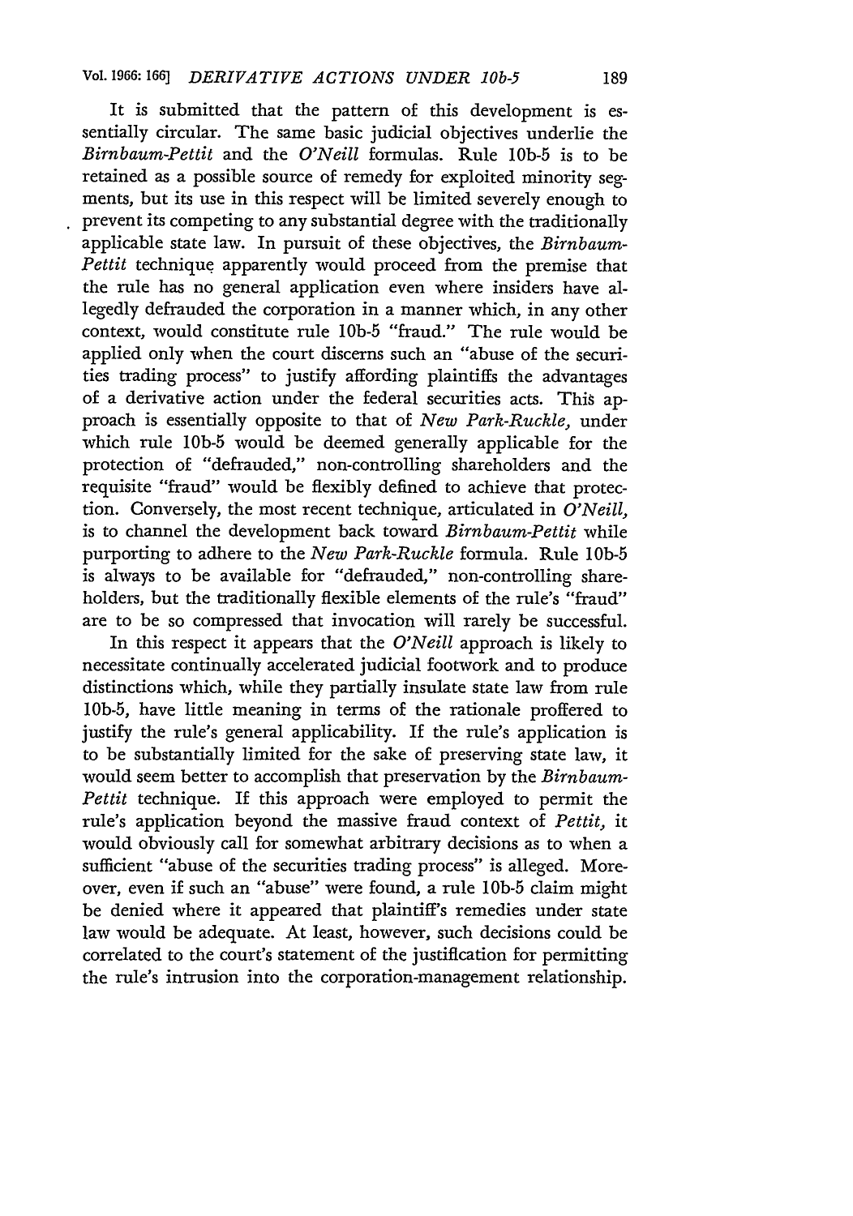It is submitted that the pattern of this development is essentially circular. The same basic judicial objectives underlie the *Birnbaum-Pettit* and the *O'Neill* formulas. Rule 10b-5 is to be retained as a possible source of remedy for exploited minority segments, but its use in this respect will be limited severely enough to prevent its competing to any substantial degree with the traditionally applicable state law. In pursuit of these objectives, the *Birnbaum-Pettit* technique apparently would proceed from the premise that the rule has no general application even where insiders have allegedly defrauded the corporation in a manner which, in any other context, would constitute rule 10b-5 "fraud." The rule would be applied only when the court discerns such an "abuse of the securities trading process" to justify affording plaintiffs the advantages of a derivative action under the federal securities acts. This approach is essentially opposite to that of *New Park-Ruckle*, under which rule 10b-5 would be deemed generally applicable for the protection of "defrauded," non-controlling shareholders and the requisite "fraud" would be flexibly defined to achieve that protection. Conversely, the most recent technique, articulated in *O'Neill*, is to channel the development back toward *Birnbaum-Pettit* while purporting to adhere to the *New Park-Ruckle* formula. Rule 10b-5 is always to be available for "defrauded," non-controlling shareholders, but the traditionally flexible elements of the rule's "fraud" are to be so compressed that invocation will rarely be successful.

In this respect it appears that the *O'Neill* approach is likely to necessitate continually accelerated judicial footwork and to produce distinctions which, while they partially insulate state law from rule 10b-5, have little meaning in terms of the rationale proffered to justify the rule's general applicability. If the rule's application is to be substantially limited for the sake of preserving state law, it would seem better to accomplish that preservation by the *Birnbaum-Pettit* technique. If this approach were employed to permit the rule's application beyond the massive fraud context of *Pettit*, it would obviously call for somewhat arbitrary decisions as to when a sufficient "abuse of the securities trading process" is alleged. Moreover, even if such an "abuse" were found, a rule 10b-5 claim might be denied where it appeared that plaintiff's remedies under state law would be adequate. At least, however, such decisions could be correlated to the court's statement of the justification for permitting the rule's intrusion into the corporation-management relationship.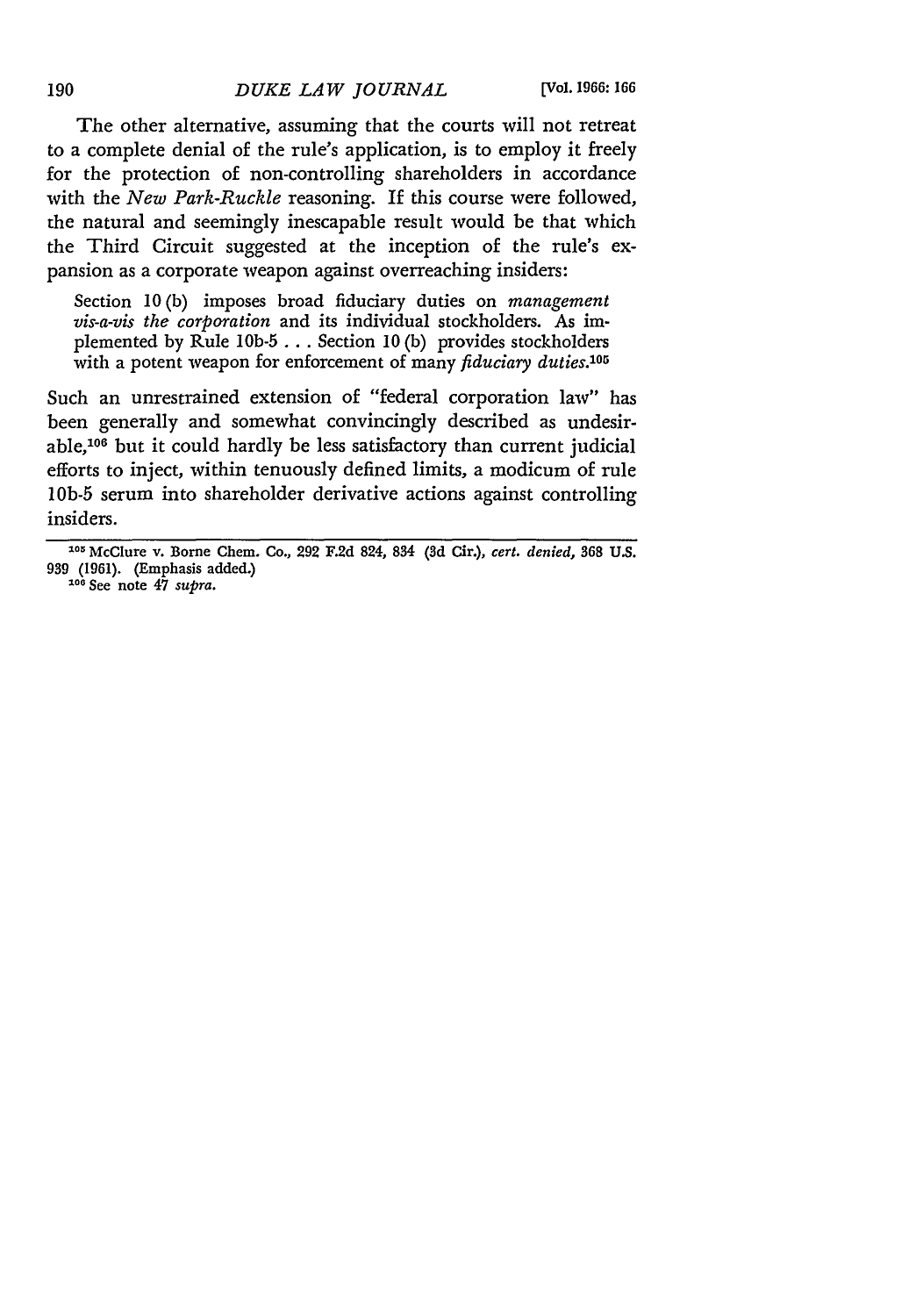The other alternative, assuming that the courts will not retreat to a complete denial of the rule's application, is to employ it freely for the protection of non-controlling shareholders in accordance with the *New Park-Ruckle* reasoning. If this course were followed, the natural and seemingly inescapable result would be that which the Third Circuit suggested at the inception of the rule's expansion as a corporate weapon against overreaching insiders:

> Section 10(b) imposes broad fiduciary duties on *management vis-a-vis the corporation* and its individual stockholders. As implemented by Rule 10b-5 . . . Section 10(b) provides stockholders with a potent weapon for enforcement of many *fiduciary duties*.[105]

Such an unrestrained extension of "federal corporation law" has been generally and somewhat convincingly described as undesirable,[106] but it could hardly be less satisfactory than current judicial efforts to inject, within tenuously defined limits, a modicum of rule 10b-5 serum into shareholder derivative actions against controlling insiders.

---

[105] McClure v. Borne Chem. Co., 292 F.2d 824, 834 (3d Cir.), *cert. denied*, 368 U.S. 939 (1961). (Emphasis added.)

[106] See note 47 *supra*.